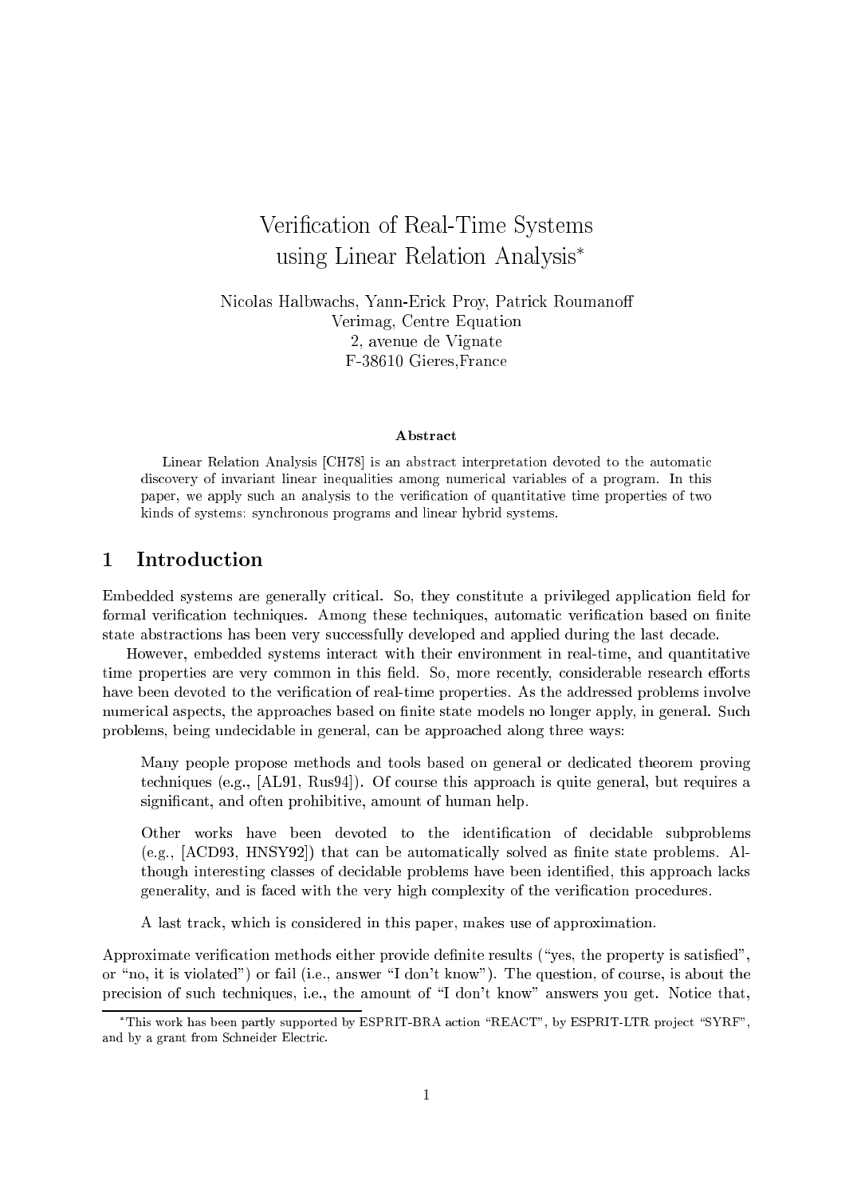# Verification of Real-Time Systems using Linear Relation Analysis*

Nicolas Halbwachs, Yann-Erick Proy, Patrick Roumanoff
Verimag, Centre Equation
2, avenue de Vignate
F-38610 Gieres,France

**Abstract**

Linear Relation Analysis [CH78] is an abstract interpretation devoted to the automatic discovery of invariant linear inequalities among numerical variables of a program. In this paper, we apply such an analysis to the verification of quantitative time properties of two kinds of systems: synchronous programs and linear hybrid systems.

## 1 Introduction

Embedded systems are generally critical. So, they constitute a privileged application field for formal verification techniques. Among these techniques, automatic verification based on finite state abstractions has been very successfully developed and applied during the last decade.

However, embedded systems interact with their environment in real-time, and quantitative time properties are very common in this field. So, more recently, considerable research efforts have been devoted to the verification of real-time properties. As the addressed problems involve numerical aspects, the approaches based on finite state models no longer apply, in general. Such problems, being undecidable in general, can be approached along three ways:

> Many people propose methods and tools based on general or dedicated theorem proving techniques (e.g., [AL91, Rus94]). Of course this approach is quite general, but requires a significant, and often prohibitive, amount of human help.
>
> Other works have been devoted to the identification of decidable subproblems (e.g., [ACD93, HNSY92]) that can be automatically solved as finite state problems. Although interesting classes of decidable problems have been identified, this approach lacks generality, and is faced with the very high complexity of the verification procedures.
>
> A last track, which is considered in this paper, makes use of approximation.

Approximate verification methods either provide definite results ("yes, the property is satisfied", or "no, it is violated") or fail (i.e., answer "I don't know"). The question, of course, is about the precision of such techniques, i.e., the amount of "I don't know" answers you get. Notice that,

*This work has been partly supported by ESPRIT-BRA action "REACT", by ESPRIT-LTR project "SYRF", and by a grant from Schneider Electric.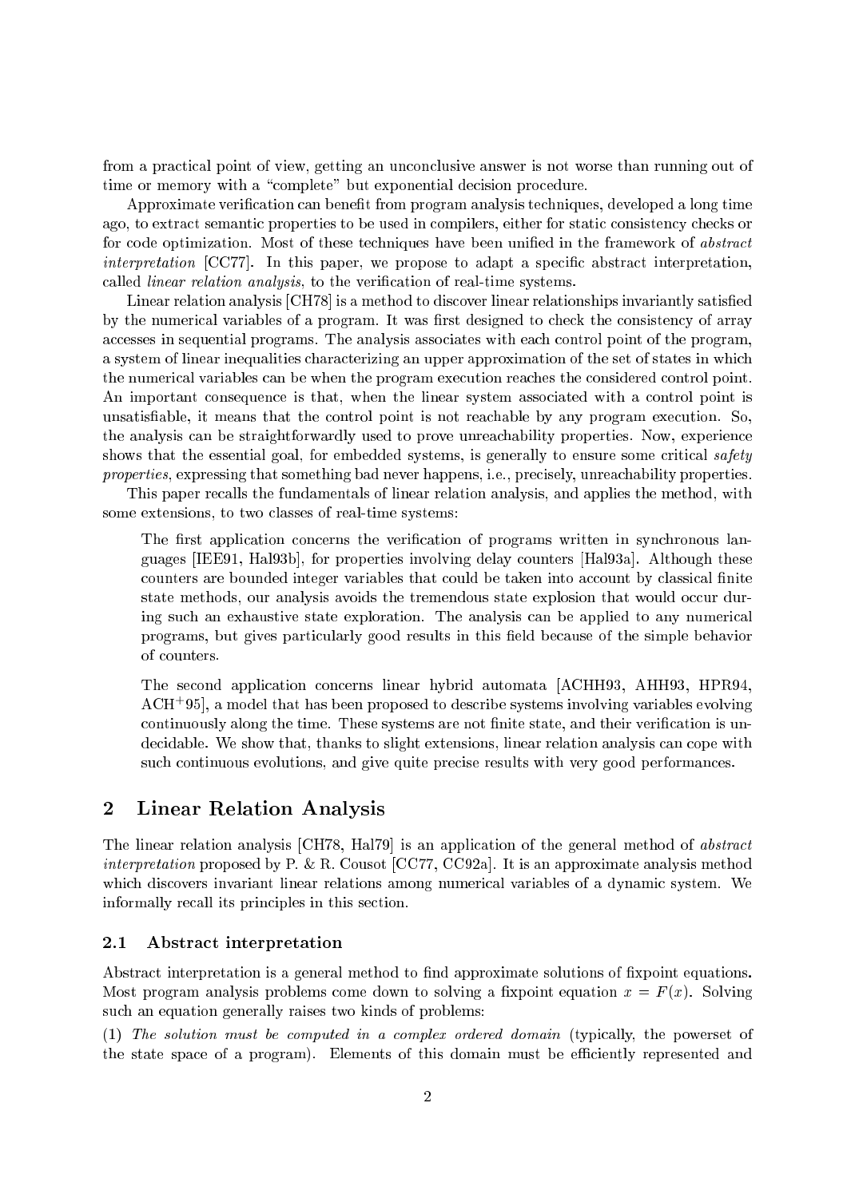from a practical point of view, getting an unconclusive answer is not worse than running out of time or memory with a "complete" but exponential decision procedure.

Approximate verification can benefit from program analysis techniques, developed a long time ago, to extract semantic properties to be used in compilers, either for static consistency checks or for code optimization. Most of these techniques have been unified in the framework of *abstract interpretation* [CC77]. In this paper, we propose to adapt a specific abstract interpretation, called *linear relation analysis*, to the verification of real-time systems.

Linear relation analysis [CH78] is a method to discover linear relationships invariantly satisfied by the numerical variables of a program. It was first designed to check the consistency of array accesses in sequential programs. The analysis associates with each control point of the program, a system of linear inequalities characterizing an upper approximation of the set of states in which the numerical variables can be when the program execution reaches the considered control point. An important consequence is that, when the linear system associated with a control point is unsatisfiable, it means that the control point is not reachable by any program execution. So, the analysis can be straightforwardly used to prove unreachability properties. Now, experience shows that the essential goal, for embedded systems, is generally to ensure some critical *safety properties*, expressing that something bad never happens, i.e., precisely, unreachability properties.

This paper recalls the fundamentals of linear relation analysis, and applies the method, with some extensions, to two classes of real-time systems:

> The first application concerns the verification of programs written in synchronous languages [IEE91, Hal93b], for properties involving delay counters [Hal93a]. Although these counters are bounded integer variables that could be taken into account by classical finite state methods, our analysis avoids the tremendous state explosion that would occur during such an exhaustive state exploration. The analysis can be applied to any numerical programs, but gives particularly good results in this field because of the simple behavior of counters.

> The second application concerns linear hybrid automata [ACHH93, AHH93, HPR94, ACH+95], a model that has been proposed to describe systems involving variables evolving continuously along the time. These systems are not finite state, and their verification is undecidable. We show that, thanks to slight extensions, linear relation analysis can cope with such continuous evolutions, and give quite precise results with very good performances.

## 2 Linear Relation Analysis

The linear relation analysis [CH78, Hal79] is an application of the general method of *abstract interpretation* proposed by P. & R. Cousot [CC77, CC92a]. It is an approximate analysis method which discovers invariant linear relations among numerical variables of a dynamic system. We informally recall its principles in this section.

### 2.1 Abstract interpretation

Abstract interpretation is a general method to find approximate solutions of fixpoint equations. Most program analysis problems come down to solving a fixpoint equation $x = F(x)$. Solving such an equation generally raises two kinds of problems:

(1) *The solution must be computed in a complex ordered domain* (typically, the powerset of the state space of a program). Elements of this domain must be efficiently represented and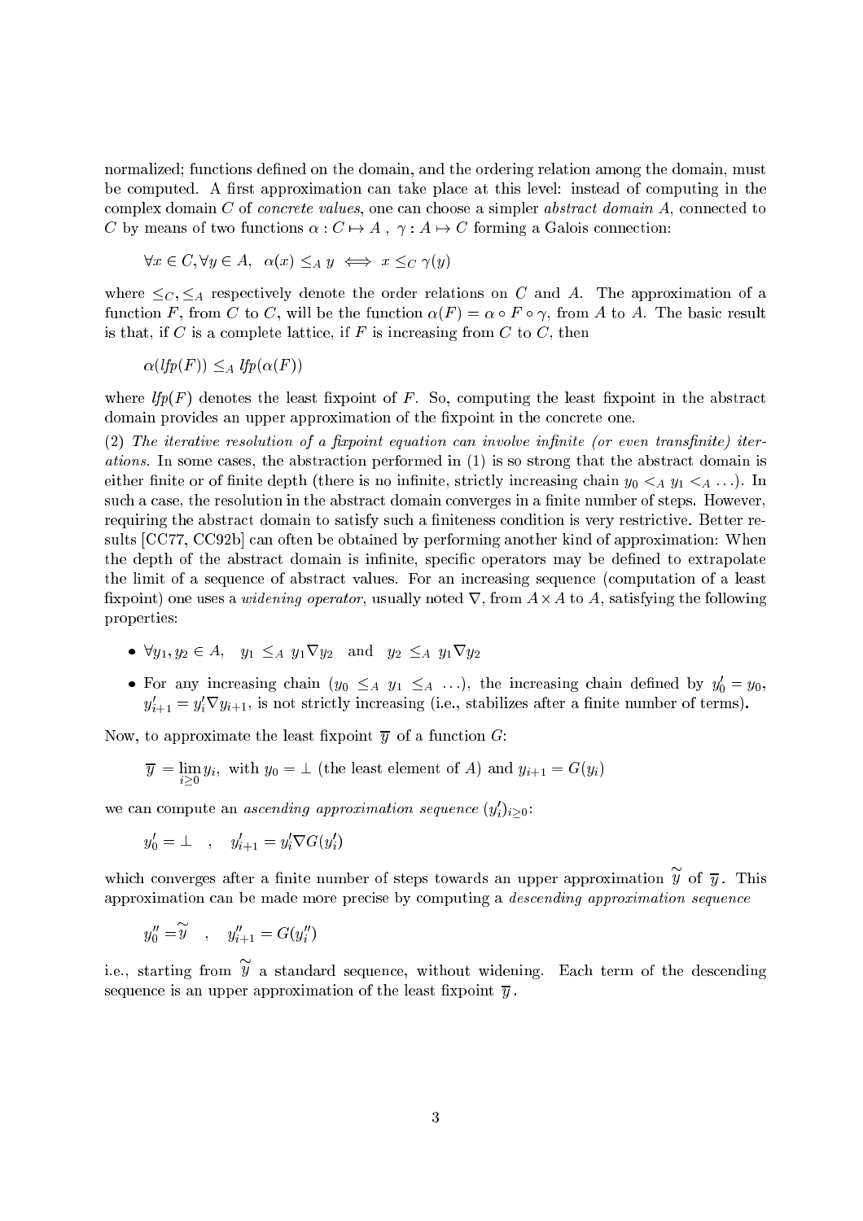normalized; functions defined on the domain, and the ordering relation among the domain, must be computed. A first approximation can take place at this level: instead of computing in the complex domain $C$ of *concrete values*, one can choose a simpler *abstract domain* $A$, connected to $C$ by means of two functions $\alpha : C \mapsto A$ , $\gamma : A \mapsto C$ forming a Galois connection:

$$\forall x \in C, \forall y \in A, \ \ \alpha(x) \leq_A y \iff x \leq_C \gamma(y)$$

where $\leq_C, \leq_A$ respectively denote the order relations on $C$ and $A$. The approximation of a function $F$, from $C$ to $C$, will be the function $\alpha(F) = \alpha \circ F \circ \gamma$, from $A$ to $A$. The basic result is that, if $C$ is a complete lattice, if $F$ is increasing from $C$ to $C$, then

$$\alpha(\mathit{lfp}(F)) \leq_A \mathit{lfp}(\alpha(F))$$

where $\mathit{lfp}(F)$ denotes the least fixpoint of $F$. So, computing the least fixpoint in the abstract domain provides an upper approximation of the fixpoint in the concrete one.

(2) *The iterative resolution of a fixpoint equation can involve infinite (or even transfinite) iterations.* In some cases, the abstraction performed in (1) is so strong that the abstract domain is either finite or of finite depth (there is no infinite, strictly increasing chain $y_0 <_A y_1 <_A \ldots$). In such a case, the resolution in the abstract domain converges in a finite number of steps. However, requiring the abstract domain to satisfy such a finiteness condition is very restrictive. Better results [CC77, CC92b] can often be obtained by performing another kind of approximation: When the depth of the abstract domain is infinite, specific operators may be defined to extrapolate the limit of a sequence of abstract values. For an increasing sequence (computation of a least fixpoint) one uses a *widening operator*, usually noted $\nabla$, from $A \times A$ to $A$, satisfying the following properties:

- $\forall y_1, y_2 \in A, \ \ y_1 \leq_A y_1 \nabla y_2 \ \text{ and } \ y_2 \leq_A y_1 \nabla y_2$
- For any increasing chain ($y_0 \leq_A y_1 \leq_A \ldots$), the increasing chain defined by $y'_0 = y_0$, $y'_{i+1} = y'_i \nabla y_{i+1}$, is not strictly increasing (i.e., stabilizes after a finite number of terms).

Now, to approximate the least fixpoint $\overline{y}$ of a function $G$:

$$\overline{y} = \lim_{i \geq 0} y_i, \text{ with } y_0 = \bot \text{ (the least element of } A\text{) and } y_{i+1} = G(y_i)$$

we can compute an *ascending approximation sequence* $(y'_i)_{i \geq 0}$:

$$y'_0 = \bot \quad , \quad y'_{i+1} = y'_i \nabla G(y'_i)$$

which converges after a finite number of steps towards an upper approximation $\widetilde{y}$ of $\overline{y}$. This approximation can be made more precise by computing a *descending approximation sequence*

$$y''_0 = \widetilde{y} \quad , \quad y''_{i+1} = G(y''_i)$$

i.e., starting from $\widetilde{y}$ a standard sequence, without widening. Each term of the descending sequence is an upper approximation of the least fixpoint $\overline{y}$.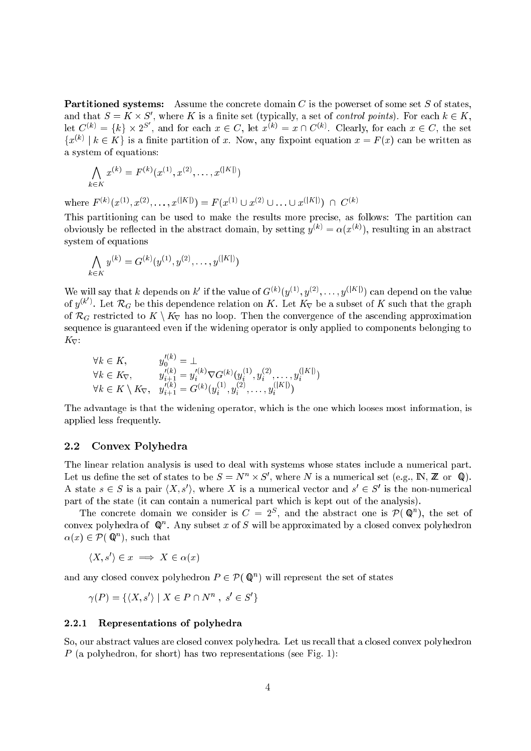**Partitioned systems:** Assume the concrete domain $C$ is the powerset of some set $S$ of states, and that $S = K \times S'$, where $K$ is a finite set (typically, a set of *control points*). For each $k \in K$, let $C^{(k)} = \{k\} \times 2^{S'}$, and for each $x \in C$, let $x^{(k)} = x \cap C^{(k)}$. Clearly, for each $x \in C$, the set $\{x^{(k)} \mid k \in K\}$ is a finite partition of $x$. Now, any fixpoint equation $x = F(x)$ can be written as a system of equations:

$$\bigwedge_{k \in K} x^{(k)} = F^{(k)}(x^{(1)}, x^{(2)}, \ldots, x^{(|K|)})$$

where $F^{(k)}(x^{(1)}, x^{(2)}, \ldots, x^{(|K|)}) = F(x^{(1)} \cup x^{(2)} \cup \ldots \cup x^{(|K|)}) \ \cap \ C^{(k)}$

This partitioning can be used to make the results more precise, as follows: The partition can obviously be reflected in the abstract domain, by setting $y^{(k)} = \alpha(x^{(k)})$, resulting in an abstract system of equations

$$\bigwedge_{k \in K} y^{(k)} = G^{(k)}(y^{(1)}, y^{(2)}, \ldots, y^{(|K|)})$$

We will say that $k$ depends on $k'$ if the value of $G^{(k)}(y^{(1)}, y^{(2)}, \ldots, y^{(|K|)})$ can depend on the value of $y^{(k')}$. Let $\mathcal{R}_G$ be this dependence relation on $K$. Let $K_\nabla$ be a subset of $K$ such that the graph of $\mathcal{R}_G$ restricted to $K \setminus K_\nabla$ has no loop. Then the convergence of the ascending approximation sequence is guaranteed even if the widening operator is only applied to components belonging to $K_\nabla$:

$$\begin{array}{ll}
\forall k \in K, & y_0'^{(k)} = \bot \\
\forall k \in K_\nabla, & y_{i+1}'^{(k)} = y_i'^{(k)} \nabla G^{(k)}(y_i^{(1)}, y_i^{(2)}, \ldots, y_i^{(|K|)}) \\
\forall k \in K \setminus K_\nabla, & y_{i+1}'^{(k)} = G^{(k)}(y_i^{(1)}, y_i^{(2)}, \ldots, y_i^{(|K|)})
\end{array}$$

The advantage is that the widening operator, which is the one which looses most information, is applied less frequently.

## 2.2 Convex Polyhedra

The linear relation analysis is used to deal with systems whose states include a numerical part. Let us define the set of states to be $S = N^n \times S'$, where $N$ is a numerical set (e.g., $\mathbb{N}$, $\mathbb{Z}$ or $\mathbb{Q}$). A state $s \in S$ is a pair $\langle X, s' \rangle$, where $X$ is a numerical vector and $s' \in S'$ is the non-numerical part of the state (it can contain a numerical part which is kept out of the analysis).

The concrete domain we consider is $C = 2^S$, and the abstract one is $\mathcal{P}(\mathbb{Q}^n)$, the set of convex polyhedra of $\mathbb{Q}^n$. Any subset $x$ of $S$ will be approximated by a closed convex polyhedron $\alpha(x) \in \mathcal{P}(\mathbb{Q}^n)$, such that

$$\langle X, s' \rangle \in x \implies X \in \alpha(x)$$

and any closed convex polyhedron $P \in \mathcal{P}(\mathbb{Q}^n)$ will represent the set of states

$$\gamma(P) = \{\langle X, s' \rangle \mid X \in P \cap N^n \ , \ s' \in S'\}$$

### 2.2.1 Representations of polyhedra

So, our abstract values are closed convex polyhedra. Let us recall that a closed convex polyhedron $P$ (a polyhedron, for short) has two representations (see Fig. 1):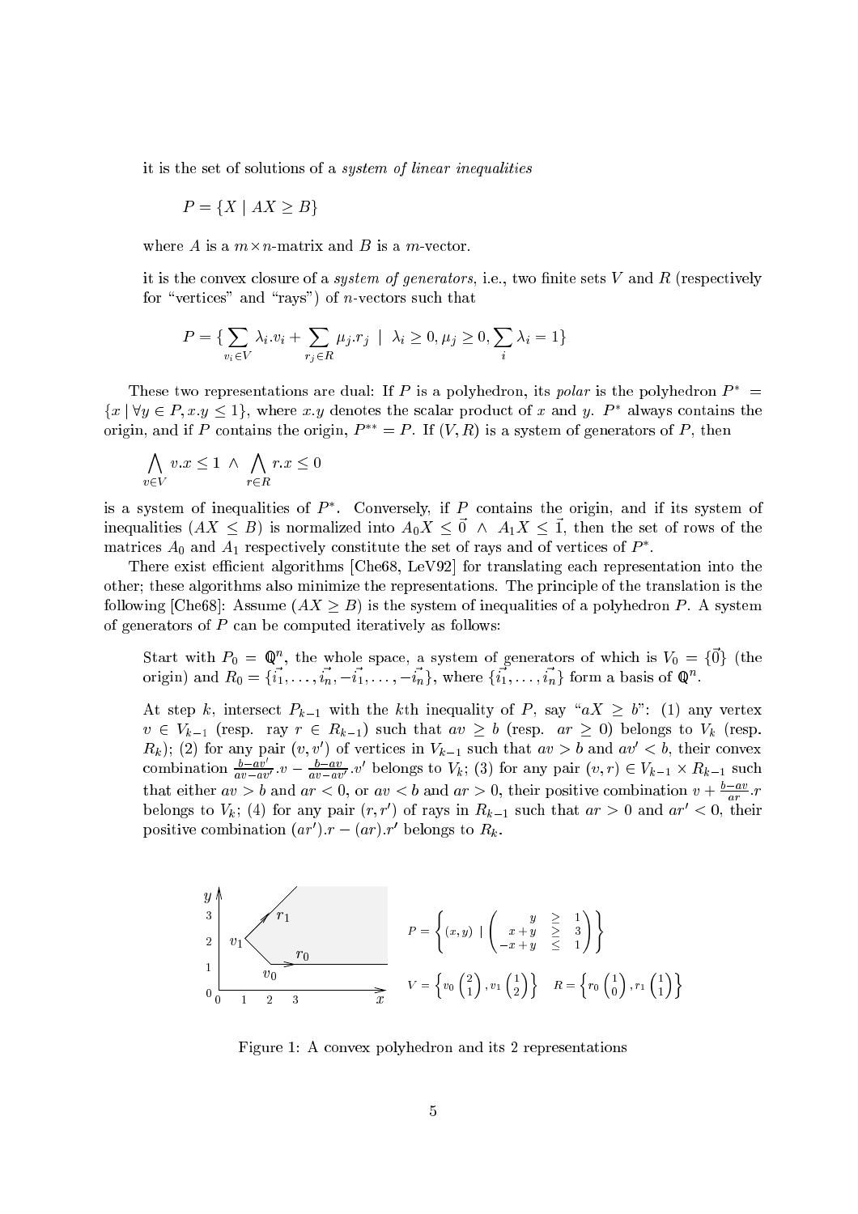it is the set of solutions of a *system of linear inequalities*

$$P = \{X \mid AX \geq B\}$$

where $A$ is a $m \times n$-matrix and $B$ is a $m$-vector.

it is the convex closure of a *system of generators*, i.e., two finite sets $V$ and $R$ (respectively for "vertices" and "rays") of $n$-vectors such that

$$P = \{ \sum_{v_i \in V} \lambda_i . v_i + \sum_{r_j \in R} \mu_j . r_j \mid \lambda_i \geq 0, \mu_j \geq 0, \sum_i \lambda_i = 1\}$$

These two representations are dual: If $P$ is a polyhedron, its *polar* is the polyhedron $P^* = \{x \mid \forall y \in P, x.y \leq 1\}$, where $x.y$ denotes the scalar product of $x$ and $y$. $P^*$ always contains the origin, and if $P$ contains the origin, $P^{**} = P$. If $(V, R)$ is a system of generators of $P$, then

$$\bigwedge_{v \in V} v.x \leq 1 \ \wedge \ \bigwedge_{r \in R} r.x \leq 0$$

is a system of inequalities of $P^*$. Conversely, if $P$ contains the origin, and if its system of inequalities $(AX \leq B)$ is normalized into $A_0 X \leq \vec{0} \ \wedge \ A_1 X \leq \vec{1}$, then the set of rows of the matrices $A_0$ and $A_1$ respectively constitute the set of rays and of vertices of $P^*$.

There exist efficient algorithms [Che68, LeV92] for translating each representation into the other; these algorithms also minimize the representations. The principle of the translation is the following [Che68]: Assume $(AX \geq B)$ is the system of inequalities of a polyhedron $P$. A system of generators of $P$ can be computed iteratively as follows:

> Start with $P_0 = \mathbb{Q}^n$, the whole space, a system of generators of which is $V_0 = \{\vec{0}\}$ (the origin) and $R_0 = \{\vec{i_1}, \ldots, \vec{i_n}, -\vec{i_1}, \ldots, -\vec{i_n}\}$, where $\{\vec{i_1}, \ldots, \vec{i_n}\}$ form a basis of $\mathbb{Q}^n$.
>
> At step $k$, intersect $P_{k-1}$ with the $k$th inequality of $P$, say "$aX \geq b$": (1) any vertex $v \in V_{k-1}$ (resp. ray $r \in R_{k-1}$) such that $av \geq b$ (resp. $ar \geq 0$) belongs to $V_k$ (resp. $R_k$); (2) for any pair $(v, v')$ of vertices in $V_{k-1}$ such that $av > b$ and $av' < b$, their convex combination $\frac{b - av'}{av - av'}.v - \frac{b - av}{av - av'}.v'$ belongs to $V_k$; (3) for any pair $(v, r) \in V_{k-1} \times R_{k-1}$ such that either $av > b$ and $ar < 0$, or $av < b$ and $ar > 0$, their positive combination $v + \frac{b - av}{ar}.r$ belongs to $V_k$; (4) for any pair $(r, r')$ of rays in $R_{k-1}$ such that $ar > 0$ and $ar' < 0$, their positive combination $(ar').r - (ar).r'$ belongs to $R_k$.

$$P = \left\{ (x, y) \mid \begin{pmatrix} y & \geq & 1 \\ x + y & \geq & 3 \\ -x + y & \leq & 1 \end{pmatrix} \right\}$$

$$V = \left\{ v_0 \begin{pmatrix} 2 \\ 1 \end{pmatrix}, v_1 \begin{pmatrix} 1 \\ 2 \end{pmatrix} \right\} \quad R = \left\{ r_0 \begin{pmatrix} 1 \\ 0 \end{pmatrix}, r_1 \begin{pmatrix} 1 \\ 1 \end{pmatrix} \right\}$$

Figure 1: A convex polyhedron and its 2 representations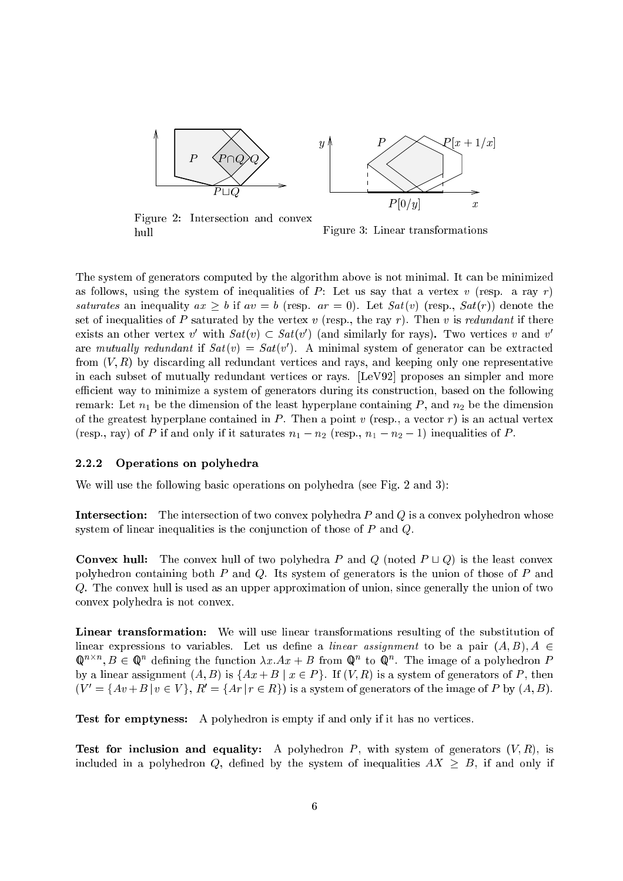Figure 2: Intersection and convex hull

Figure 3: Linear transformations

The system of generators computed by the algorithm above is not minimal. It can be minimized as follows, using the system of inequalities of $P$: Let us say that a vertex $v$ (resp. a ray $r$) *saturates* an inequality $ax \geq b$ if $av = b$ (resp. $ar = 0$). Let $Sat(v)$ (resp., $Sat(r)$) denote the set of inequalities of $P$ saturated by the vertex $v$ (resp., the ray $r$). Then $v$ is *redundant* if there exists an other vertex $v'$ with $Sat(v) \subset Sat(v')$ (and similarly for rays). Two vertices $v$ and $v'$ are *mutually redundant* if $Sat(v) = Sat(v')$. A minimal system of generator can be extracted from $(V, R)$ by discarding all redundant vertices and rays, and keeping only one representative in each subset of mutually redundant vertices or rays. [LeV92] proposes an simpler and more efficient way to minimize a system of generators during its construction, based on the following remark: Let $n_1$ be the dimension of the least hyperplane containing $P$, and $n_2$ be the dimension of the greatest hyperplane contained in $P$. Then a point $v$ (resp., a vector $r$) is an actual vertex (resp., ray) of $P$ if and only if it saturates $n_1 - n_2$ (resp., $n_1 - n_2 - 1$) inequalities of $P$.

### 2.2.2 Operations on polyhedra

We will use the following basic operations on polyhedra (see Fig. 2 and 3):

**Intersection:** The intersection of two convex polyhedra $P$ and $Q$ is a convex polyhedron whose system of linear inequalities is the conjunction of those of $P$ and $Q$.

**Convex hull:** The convex hull of two polyhedra $P$ and $Q$ (noted $P \sqcup Q$) is the least convex polyhedron containing both $P$ and $Q$. Its system of generators is the union of those of $P$ and $Q$. The convex hull is used as an upper approximation of union, since generally the union of two convex polyhedra is not convex.

**Linear transformation:** We will use linear transformations resulting of the substitution of linear expressions to variables. Let us define a *linear assignment* to be a pair $(A, B), A \in \mathbb{Q}^{n \times n}, B \in \mathbb{Q}^n$ defining the function $\lambda x.Ax + B$ from $\mathbb{Q}^n$ to $\mathbb{Q}^n$. The image of a polyhedron $P$ by a linear assignment $(A, B)$ is $\{Ax + B \mid x \in P\}$. If $(V, R)$ is a system of generators of $P$, then $(V' = \{Av + B \mid v \in V\}, R' = \{Ar \mid r \in R\})$ is a system of generators of the image of $P$ by $(A, B)$.

**Test for emptyness:** A polyhedron is empty if and only if it has no vertices.

**Test for inclusion and equality:** A polyhedron $P$, with system of generators $(V, R)$, is included in a polyhedron $Q$, defined by the system of inequalities $AX \geq B$, if and only if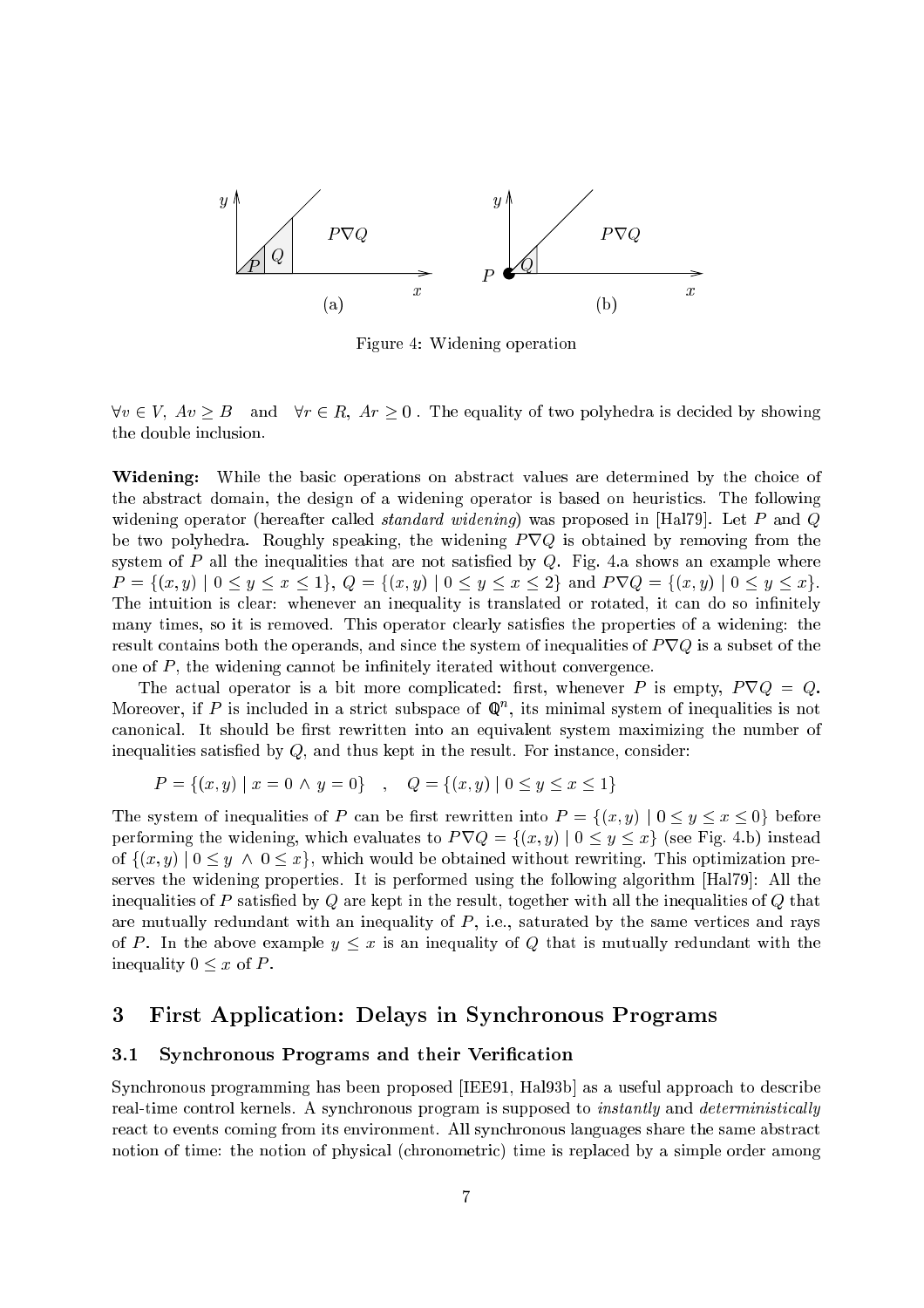Figure 4: Widening operation

$\forall v \in V,\ Av \geq B$ and $\forall r \in R,\ Ar \geq 0$ . The equality of two polyhedra is decided by showing the double inclusion.

**Widening:** While the basic operations on abstract values are determined by the choice of the abstract domain, the design of a widening operator is based on heuristics. The following widening operator (hereafter called *standard widening*) was proposed in [Hal79]. Let $P$ and $Q$ be two polyhedra. Roughly speaking, the widening $P \nabla Q$ is obtained by removing from the system of $P$ all the inequalities that are not satisfied by $Q$. Fig. 4.a shows an example where $P = \{(x, y) \mid 0 \leq y \leq x \leq 1\}$, $Q = \{(x, y) \mid 0 \leq y \leq x \leq 2\}$ and $P \nabla Q = \{(x, y) \mid 0 \leq y \leq x\}$. The intuition is clear: whenever an inequality is translated or rotated, it can do so infinitely many times, so it is removed. This operator clearly satisfies the properties of a widening: the result contains both the operands, and since the system of inequalities of $P \nabla Q$ is a subset of the one of $P$, the widening cannot be infinitely iterated without convergence.

The actual operator is a bit more complicated: first, whenever $P$ is empty, $P \nabla Q = Q$. Moreover, if $P$ is included in a strict subspace of $\mathbb{Q}^n$, its minimal system of inequalities is not canonical. It should be first rewritten into an equivalent system maximizing the number of inequalities satisfied by $Q$, and thus kept in the result. For instance, consider:

$$P = \{(x, y) \mid x = 0 \wedge y = 0\} \quad , \quad Q = \{(x, y) \mid 0 \leq y \leq x \leq 1\}$$

The system of inequalities of $P$ can be first rewritten into $P = \{(x, y) \mid 0 \leq y \leq x \leq 0\}$ before performing the widening, which evaluates to $P \nabla Q = \{(x, y) \mid 0 \leq y \leq x\}$ (see Fig. 4.b) instead of $\{(x, y) \mid 0 \leq y \ \wedge\ 0 \leq x\}$, which would be obtained without rewriting. This optimization preserves the widening properties. It is performed using the following algorithm [Hal79]: All the inequalities of $P$ satisfied by $Q$ are kept in the result, together with all the inequalities of $Q$ that are mutually redundant with an inequality of $P$, i.e., saturated by the same vertices and rays of $P$. In the above example $y \leq x$ is an inequality of $Q$ that is mutually redundant with the inequality $0 \leq x$ of $P$.

## 3 First Application: Delays in Synchronous Programs

### 3.1 Synchronous Programs and their Verification

Synchronous programming has been proposed [IEE91, Hal93b] as a useful approach to describe real-time control kernels. A synchronous program is supposed to *instantly* and *deterministically* react to events coming from its environment. All synchronous languages share the same abstract notion of time: the notion of physical (chronometric) time is replaced by a simple order among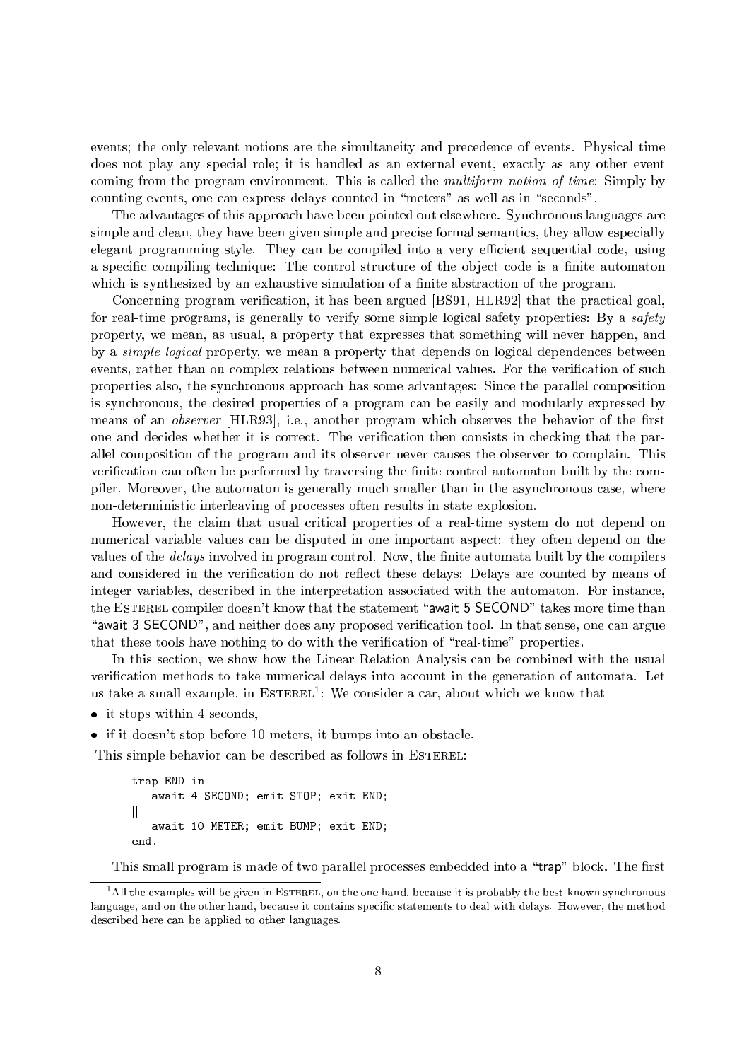events; the only relevant notions are the simultaneity and precedence of events. Physical time does not play any special role; it is handled as an external event, exactly as any other event coming from the program environment. This is called the *multiform notion of time*: Simply by counting events, one can express delays counted in "meters" as well as in "seconds".

The advantages of this approach have been pointed out elsewhere. Synchronous languages are simple and clean, they have been given simple and precise formal semantics, they allow especially elegant programming style. They can be compiled into a very efficient sequential code, using a specific compiling technique: The control structure of the object code is a finite automaton which is synthesized by an exhaustive simulation of a finite abstraction of the program.

Concerning program verification, it has been argued [BS91, HLR92] that the practical goal, for real-time programs, is generally to verify some simple logical safety properties: By a *safety* property, we mean, as usual, a property that expresses that something will never happen, and by a *simple logical* property, we mean a property that depends on logical dependences between events, rather than on complex relations between numerical values. For the verification of such properties also, the synchronous approach has some advantages: Since the parallel composition is synchronous, the desired properties of a program can be easily and modularly expressed by means of an *observer* [HLR93], i.e., another program which observes the behavior of the first one and decides whether it is correct. The verification then consists in checking that the parallel composition of the program and its observer never causes the observer to complain. This verification can often be performed by traversing the finite control automaton built by the compiler. Moreover, the automaton is generally much smaller than in the asynchronous case, where non-deterministic interleaving of processes often results in state explosion.

However, the claim that usual critical properties of a real-time system do not depend on numerical variable values can be disputed in one important aspect: they often depend on the values of the *delays* involved in program control. Now, the finite automata built by the compilers and considered in the verification do not reflect these delays: Delays are counted by means of integer variables, described in the interpretation associated with the automaton. For instance, the ESTEREL compiler doesn't know that the statement "await 5 SECOND" takes more time than "await 3 SECOND", and neither does any proposed verification tool. In that sense, one can argue that these tools have nothing to do with the verification of "real-time" properties.

In this section, we show how the Linear Relation Analysis can be combined with the usual verification methods to take numerical delays into account in the generation of automata. Let us take a small example, in ESTEREL[1]: We consider a car, about which we know that

- it stops within 4 seconds,
- if it doesn't stop before 10 meters, it bumps into an obstacle.

This simple behavior can be described as follows in ESTEREL:

```
trap END in
   await 4 SECOND; emit STOP; exit END;
||
   await 10 METER; emit BUMP; exit END;
end.
```

This small program is made of two parallel processes embedded into a "trap" block. The first

[1]All the examples will be given in ESTEREL, on the one hand, because it is probably the best-known synchronous language, and on the other hand, because it contains specific statements to deal with delays. However, the method described here can be applied to other languages.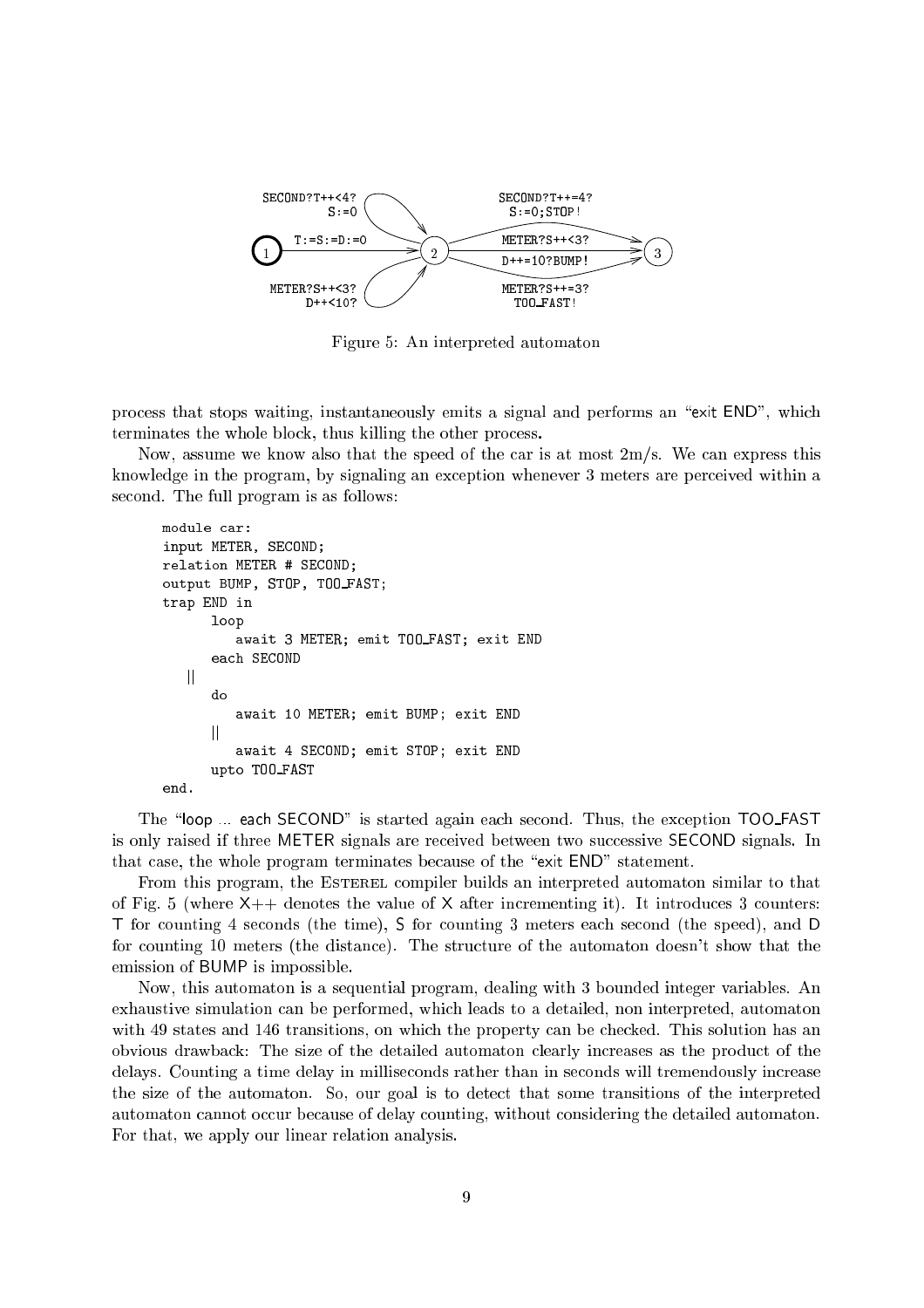SECOND?T++<4? S:=0

T:=S:=D:=0

METER?S++<3? D++<10?

SECOND?T++=4? S:=0;STOP!

METER?S++<3? D++=10?BUMP!

METER?S++=3? TOO_FAST!

Figure 5: An interpreted automaton

process that stops waiting, instantaneously emits a signal and performs an "exit END", which terminates the whole block, thus killing the other process.

Now, assume we know also that the speed of the car is at most 2m/s. We can express this knowledge in the program, by signaling an exception whenever 3 meters are perceived within a second. The full program is as follows:

```
module car:
input METER, SECOND;
relation METER # SECOND;
output BUMP, STOP, TOO_FAST;
trap END in
      loop
         await 3 METER; emit TOO_FAST; exit END
      each SECOND
   ||
      do
         await 10 METER; emit BUMP; exit END
      ||
         await 4 SECOND; emit STOP; exit END
      upto TOO_FAST
end.
```

The "loop ... each SECOND" is started again each second. Thus, the exception TOO_FAST is only raised if three METER signals are received between two successive SECOND signals. In that case, the whole program terminates because of the "exit END" statement.

From this program, the Esterel compiler builds an interpreted automaton similar to that of Fig. 5 (where X++ denotes the value of X after incrementing it). It introduces 3 counters: T for counting 4 seconds (the time), S for counting 3 meters each second (the speed), and D for counting 10 meters (the distance). The structure of the automaton doesn't show that the emission of BUMP is impossible.

Now, this automaton is a sequential program, dealing with 3 bounded integer variables. An exhaustive simulation can be performed, which leads to a detailed, non interpreted, automaton with 49 states and 146 transitions, on which the property can be checked. This solution has an obvious drawback: The size of the detailed automaton clearly increases as the product of the delays. Counting a time delay in milliseconds rather than in seconds will tremendously increase the size of the automaton. So, our goal is to detect that some transitions of the interpreted automaton cannot occur because of delay counting, without considering the detailed automaton. For that, we apply our linear relation analysis.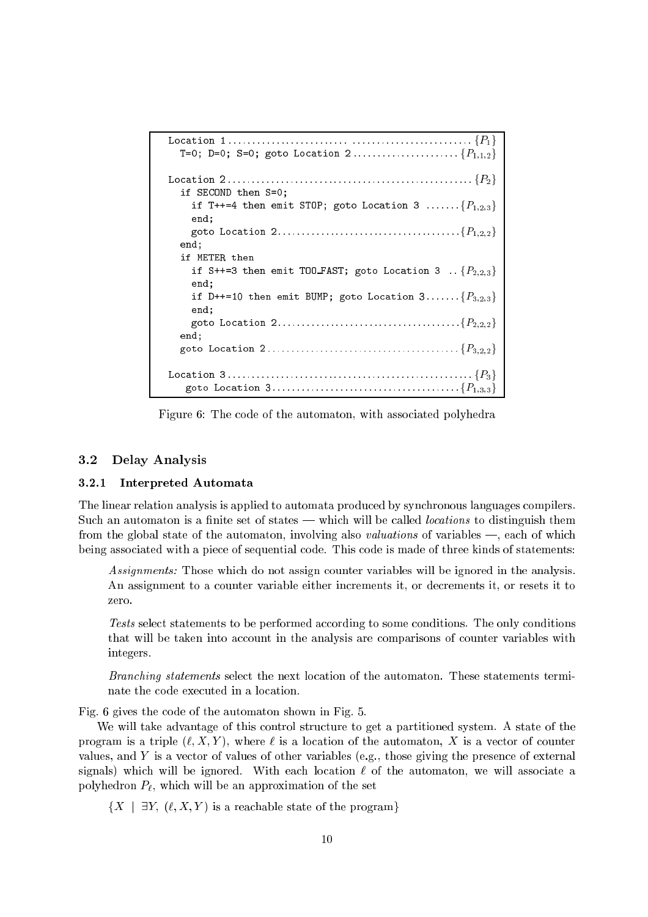```
Location 1 .................................................. {P1}
  T=0; D=0; S=0; goto Location 2 ....................... {P1,1,2}

Location 2 .................................................. {P2}
  if SECOND then S=0;
    if T++=4 then emit STOP; goto Location 3 ....... {P1,2,3}
    end;
    goto Location 2 ..................................... {P1,2,2}
  end;
  if METER then
    if S++=3 then emit TOO_FAST; goto Location 3 .. {P2,2,3}
    end;
    if D++=10 then emit BUMP; goto Location 3 ....... {P3,2,3}
    end;
    goto Location 2 ..................................... {P2,2,2}
  end;
  goto Location 2 ....................................... {P3,2,2}

Location 3 .................................................. {P3}
   goto Location 3 ...................................... {P1,3,3}
```

Figure 6: The code of the automaton, with associated polyhedra

## 3.2 Delay Analysis

### 3.2.1 Interpreted Automata

The linear relation analysis is applied to automata produced by synchronous languages compilers. Such an automaton is a finite set of states — which will be called *locations* to distinguish them from the global state of the automaton, involving also *valuations* of variables —, each of which being associated with a piece of sequential code. This code is made of three kinds of statements:

> *Assignments:* Those which do not assign counter variables will be ignored in the analysis. An assignment to a counter variable either increments it, or decrements it, or resets it to zero.
>
> *Tests* select statements to be performed according to some conditions. The only conditions that will be taken into account in the analysis are comparisons of counter variables with integers.
>
> *Branching statements* select the next location of the automaton. These statements terminate the code executed in a location.

Fig. 6 gives the code of the automaton shown in Fig. 5.

We will take advantage of this control structure to get a partitioned system. A state of the program is a triple $(\ell, X, Y)$, where $\ell$ is a location of the automaton, $X$ is a vector of counter values, and $Y$ is a vector of values of other variables (e.g., those giving the presence of external signals) which will be ignored. With each location $\ell$ of the automaton, we will associate a polyhedron $P_\ell$, which will be an approximation of the set

$\{X \mid \exists Y,\ (\ell, X, Y) \text{ is a reachable state of the program}\}$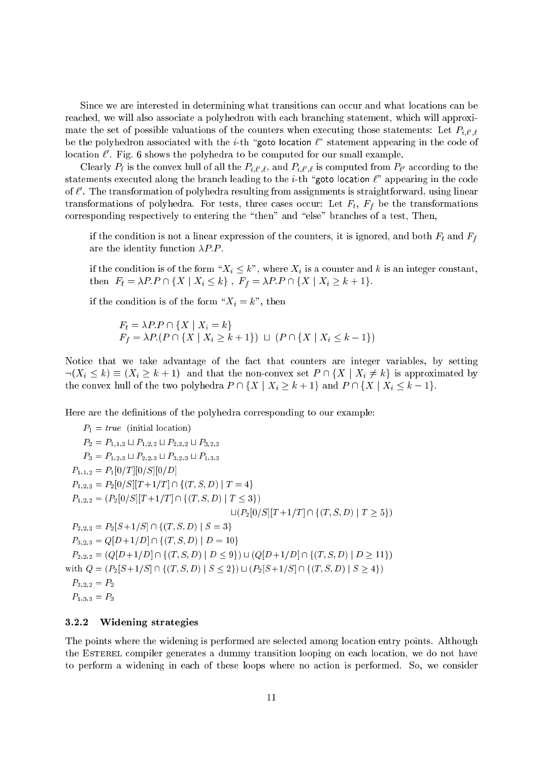Since we are interested in determining what transitions can occur and what locations can be reached, we will also associate a polyhedron with each branching statement, which will approximate the set of possible valuations of the counters when executing those statements: Let $P_{i,\ell',\ell}$ be the polyhedron associated with the $i$-th "goto location $\ell$" statement appearing in the code of location $\ell'$. Fig. 6 shows the polyhedra to be computed for our small example.

Clearly $P_\ell$ is the convex hull of all the $P_{i,\ell',\ell}$, and $P_{i,\ell',\ell}$ is computed from $P_{\ell'}$ according to the statements executed along the branch leading to the $i$-th "goto location $\ell$" appearing in the code of $\ell'$. The transformation of polyhedra resulting from assignments is straightforward, using linear transformations of polyhedra. For tests, three cases occur: Let $F_t$, $F_f$ be the transformations corresponding respectively to entering the "then" and "else" branches of a test, Then,

> if the condition is not a linear expression of the counters, it is ignored, and both $F_t$ and $F_f$ are the identity function $\lambda P.P$.
>
> if the condition is of the form "$X_i \leq k$", where $X_i$ is a counter and $k$ is an integer constant, then $F_t = \lambda P.P \cap \{X \mid X_i \leq k\}$ , $F_f = \lambda P.P \cap \{X \mid X_i \geq k+1\}$.
>
> if the condition is of the form "$X_i = k$", then
>
> $$F_t = \lambda P.P \cap \{X \mid X_i = k\}$$
> $$F_f = \lambda P.(P \cap \{X \mid X_i \geq k+1\}) \sqcup (P \cap \{X \mid X_i \leq k-1\})$$

Notice that we take advantage of the fact that counters are integer variables, by setting $\neg(X_i \leq k) \equiv (X_i \geq k+1)$ and that the non-convex set $P \cap \{X \mid X_i \neq k\}$ is approximated by the convex hull of the two polyhedra $P \cap \{X \mid X_i \geq k+1\}$ and $P \cap \{X \mid X_i \leq k-1\}$.

Here are the definitions of the polyhedra corresponding to our example:

$$
\begin{aligned}
P_1 &= \mathit{true} \quad \text{(initial location)} \\
P_2 &= P_{1,1,2} \sqcup P_{1,2,2} \sqcup P_{2,2,2} \sqcup P_{3,2,2} \\
P_3 &= P_{1,2,3} \sqcup P_{2,2,3} \sqcup P_{3,2,3} \sqcup P_{1,3,3} \\
P_{1,1,2} &= P_1[0/T][0/S][0/D] \\
P_{1,2,3} &= P_2[0/S][T{+}1/T] \cap \{(T,S,D) \mid T = 4\} \\
P_{1,2,2} &= (P_2[0/S][T{+}1/T] \cap \{(T,S,D) \mid T \leq 3\}) \\
&\qquad \sqcup (P_2[0/S][T{+}1/T] \cap \{(T,S,D) \mid T \geq 5\}) \\
P_{2,2,3} &= P_2[S{+}1/S] \cap \{(T,S,D) \mid S = 3\} \\
P_{3,2,3} &= Q[D{+}1/D] \cap \{(T,S,D) \mid D = 10\} \\
P_{2,2,2} &= (Q[D{+}1/D] \cap \{(T,S,D) \mid D \leq 9\}) \sqcup (Q[D{+}1/D] \cap \{(T,S,D) \mid D \geq 11\}) \\
\text{with } Q &= (P_2[S{+}1/S] \cap \{(T,S,D) \mid S \leq 2\}) \sqcup (P_2[S{+}1/S] \cap \{(T,S,D) \mid S \geq 4\}) \\
P_{3,2,2} &= P_2 \\
P_{1,3,3} &= P_3
\end{aligned}
$$

### 3.2.2 Widening strategies

The points where the widening is performed are selected among location entry points. Although the ESTEREL compiler generates a dummy transition looping on each location, we do not have to perform a widening in each of these loops where no action is performed. So, we consider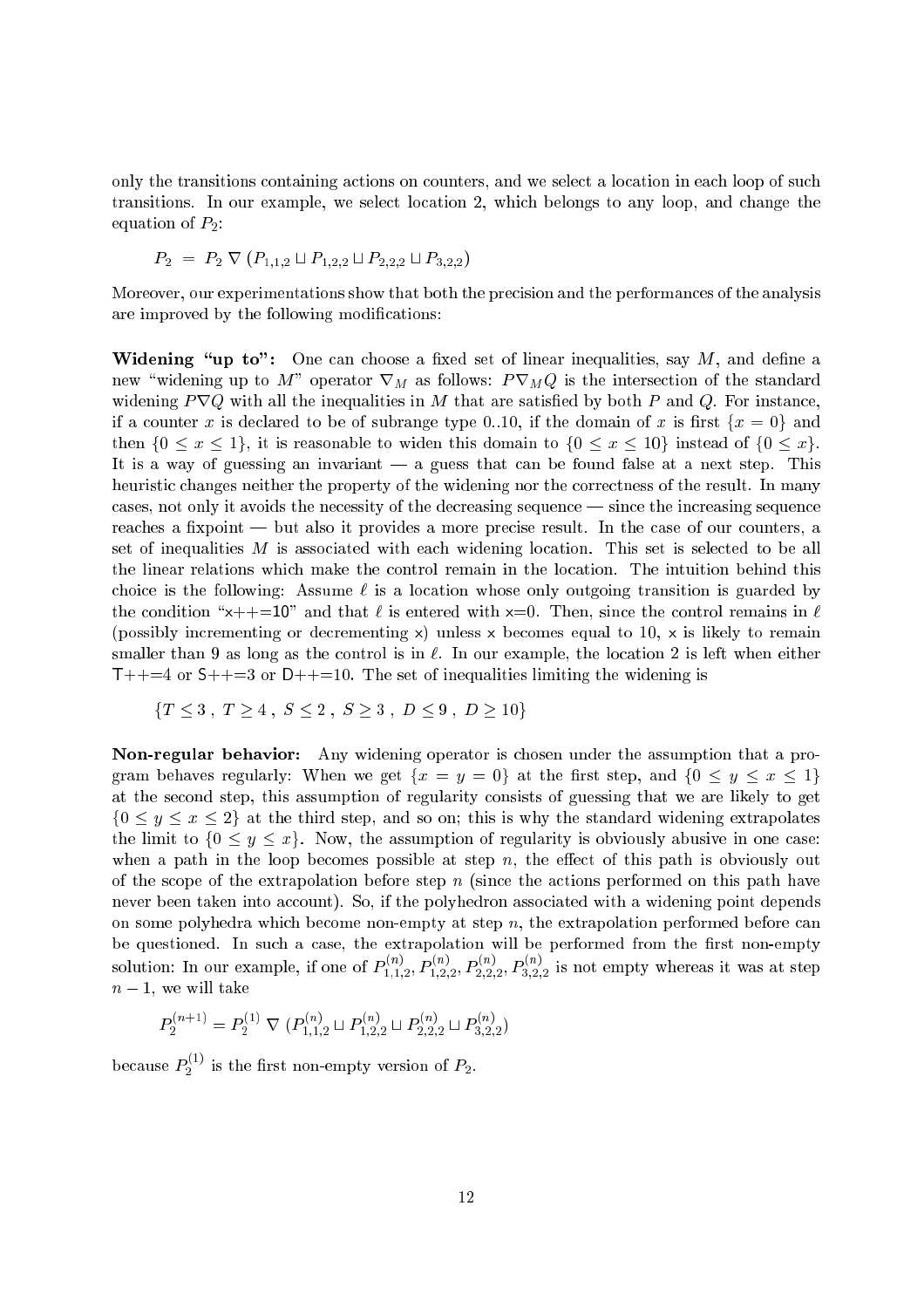only the transitions containing actions on counters, and we select a location in each loop of such transitions. In our example, we select location 2, which belongs to any loop, and change the equation of $P_2$:

$$P_2 \ = \ P_2 \ \nabla \ (P_{1,1,2} \sqcup P_{1,2,2} \sqcup P_{2,2,2} \sqcup P_{3,2,2})$$

Moreover, our experimentations show that both the precision and the performances of the analysis are improved by the following modifications:

**Widening "up to":** One can choose a fixed set of linear inequalities, say $M$, and define a new "widening up to $M$" operator $\nabla_M$ as follows: $P \nabla_M Q$ is the intersection of the standard widening $P \nabla Q$ with all the inequalities in $M$ that are satisfied by both $P$ and $Q$. For instance, if a counter $x$ is declared to be of subrange type 0..10, if the domain of $x$ is first $\{x = 0\}$ and then $\{0 \leq x \leq 1\}$, it is reasonable to widen this domain to $\{0 \leq x \leq 10\}$ instead of $\{0 \leq x\}$. It is a way of guessing an invariant — a guess that can be found false at a next step. This heuristic changes neither the property of the widening nor the correctness of the result. In many cases, not only it avoids the necessity of the decreasing sequence — since the increasing sequence reaches a fixpoint — but also it provides a more precise result. In the case of our counters, a set of inequalities $M$ is associated with each widening location. This set is selected to be all the linear relations which make the control remain in the location. The intuition behind this choice is the following: Assume $\ell$ is a location whose only outgoing transition is guarded by the condition "x++=10" and that $\ell$ is entered with x=0. Then, since the control remains in $\ell$ (possibly incrementing or decrementing x) unless x becomes equal to 10, x is likely to remain smaller than 9 as long as the control is in $\ell$. In our example, the location 2 is left when either T++=4 or S++=3 or D++=10. The set of inequalities limiting the widening is

$$\{T \leq 3 \ , \ T \geq 4 \ , \ S \leq 2 \ , \ S \geq 3 \ , \ D \leq 9 \ , \ D \geq 10\}$$

**Non-regular behavior:** Any widening operator is chosen under the assumption that a program behaves regularly: When we get $\{x = y = 0\}$ at the first step, and $\{0 \leq y \leq x \leq 1\}$ at the second step, this assumption of regularity consists of guessing that we are likely to get $\{0 \leq y \leq x \leq 2\}$ at the third step, and so on; this is why the standard widening extrapolates the limit to $\{0 \leq y \leq x\}$. Now, the assumption of regularity is obviously abusive in one case: when a path in the loop becomes possible at step $n$, the effect of this path is obviously out of the scope of the extrapolation before step $n$ (since the actions performed on this path have never been taken into account). So, if the polyhedron associated with a widening point depends on some polyhedra which become non-empty at step $n$, the extrapolation performed before can be questioned. In such a case, the extrapolation will be performed from the first non-empty solution: In our example, if one of $P_{1,1,2}^{(n)}$, $P_{1,2,2}^{(n)}$, $P_{2,2,2}^{(n)}$, $P_{3,2,2}^{(n)}$ is not empty whereas it was at step $n-1$, we will take

$$P_2^{(n+1)} = P_2^{(1)} \ \nabla \ (P_{1,1,2}^{(n)} \sqcup P_{1,2,2}^{(n)} \sqcup P_{2,2,2}^{(n)} \sqcup P_{3,2,2}^{(n)})$$

because $P_2^{(1)}$ is the first non-empty version of $P_2$.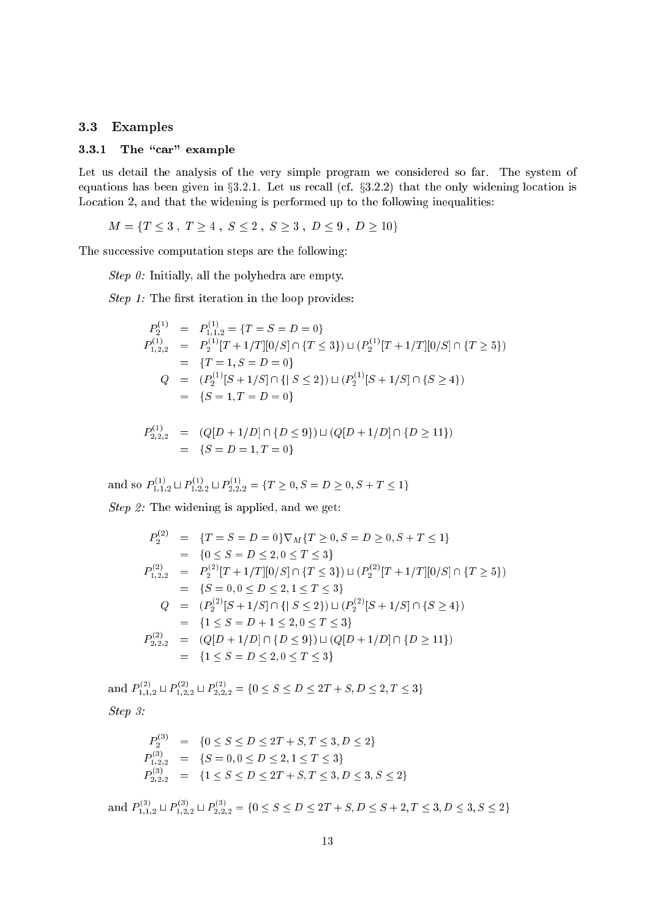## 3.3 Examples

### 3.3.1 The "car" example

Let us detail the analysis of the very simple program we considered so far. The system of equations has been given in §3.2.1. Let us recall (cf. §3.2.2) that the only widening location is Location 2, and that the widening is performed up to the following inequalities:

$$M = \{T \leq 3\ ,\ T \geq 4\ ,\ S \leq 2\ ,\ S \geq 3\ ,\ D \leq 9\ ,\ D \geq 10\}$$

The successive computation steps are the following:

*Step 0:* Initially, all the polyhedra are empty.

*Step 1:* The first iteration in the loop provides:

$$\begin{aligned}
P_2^{(1)} &= P_{1,1,2}^{(1)} = \{T = S = D = 0\} \\
P_{1,2,2}^{(1)} &= P_2^{(1)}[T+1/T][0/S] \cap \{T \leq 3\}) \sqcup (P_2^{(1)}[T+1/T][0/S] \cap \{T \geq 5\}) \\
&= \{T = 1, S = D = 0\} \\
Q &= (P_2^{(1)}[S+1/S] \cap \{| S \leq 2\}) \sqcup (P_2^{(1)}[S+1/S] \cap \{S \geq 4\}) \\
&= \{S = 1, T = D = 0\}
\end{aligned}$$

$$\begin{aligned}
P_{2,2,2}^{(1)} &= (Q[D+1/D] \cap \{D \leq 9\}) \sqcup (Q[D+1/D] \cap \{D \geq 11\}) \\
&= \{S = D = 1, T = 0\}
\end{aligned}$$

and so $P_{1,1,2}^{(1)} \sqcup P_{1,2,2}^{(1)} \sqcup P_{2,2,2}^{(1)} = \{T \geq 0, S = D \geq 0, S + T \leq 1\}$

*Step 2:* The widening is applied, and we get:

$$\begin{aligned}
P_2^{(2)} &= \{T = S = D = 0\} \nabla_M \{T \geq 0, S = D \geq 0, S + T \leq 1\} \\
&= \{0 \leq S = D \leq 2, 0 \leq T \leq 3\} \\
P_{1,2,2}^{(2)} &= P_2^{(2)}[T+1/T][0/S] \cap \{T \leq 3\}) \sqcup (P_2^{(2)}[T+1/T][0/S] \cap \{T \geq 5\}) \\
&= \{S = 0, 0 \leq D \leq 2, 1 \leq T \leq 3\} \\
Q &= (P_2^{(2)}[S+1/S] \cap \{| S \leq 2\}) \sqcup (P_2^{(2)}[S+1/S] \cap \{S \geq 4\}) \\
&= \{1 \leq S = D + 1 \leq 2, 0 \leq T \leq 3\} \\
P_{2,2,2}^{(2)} &= (Q[D+1/D] \cap \{D \leq 9\}) \sqcup (Q[D+1/D] \cap \{D \geq 11\}) \\
&= \{1 \leq S = D \leq 2, 0 \leq T \leq 3\}
\end{aligned}$$

and $P_{1,1,2}^{(2)} \sqcup P_{1,2,2}^{(2)} \sqcup P_{2,2,2}^{(2)} = \{0 \leq S \leq D \leq 2T + S, D \leq 2, T \leq 3\}$

*Step 3:*

$$\begin{aligned}
P_2^{(3)} &= \{0 \leq S \leq D \leq 2T + S, T \leq 3, D \leq 2\} \\
P_{1,2,2}^{(3)} &= \{S = 0, 0 \leq D \leq 2, 1 \leq T \leq 3\} \\
P_{2,2,2}^{(3)} &= \{1 \leq S \leq D \leq 2T + S, T \leq 3, D \leq 3, S \leq 2\}
\end{aligned}$$

and $P_{1,1,2}^{(3)} \sqcup P_{1,2,2}^{(3)} \sqcup P_{2,2,2}^{(3)} = \{0 \leq S \leq D \leq 2T + S, D \leq S + 2, T \leq 3, D \leq 3, S \leq 2\}$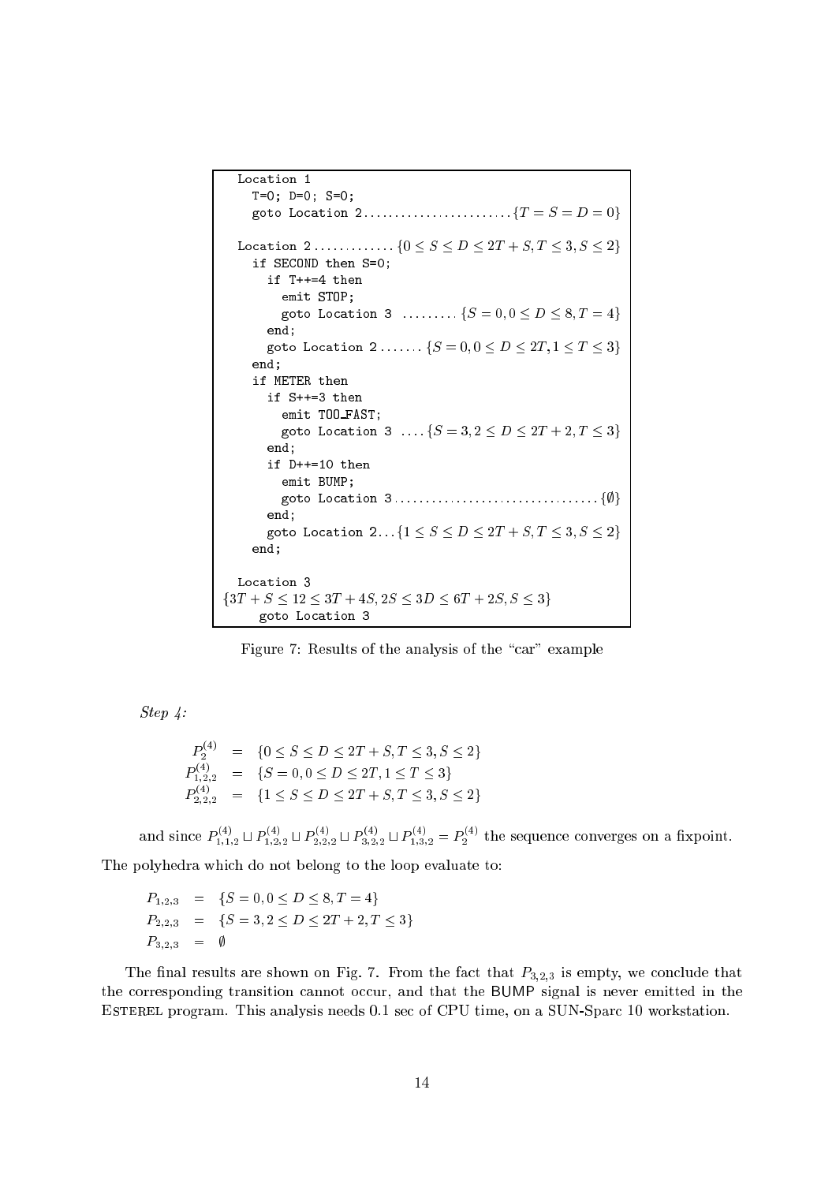```
  Location 1
    T=0; D=0; S=0;
    goto Location 2 ........................ {T = S = D = 0}

  Location 2 ............. {0 ≤ S ≤ D ≤ 2T + S, T ≤ 3, S ≤ 2}
    if SECOND then S=0;
      if T++=4 then
        emit STOP;
        goto Location 3 ......... {S = 0, 0 ≤ D ≤ 8, T = 4}
      end;
      goto Location 2 ....... {S = 0, 0 ≤ D ≤ 2T, 1 ≤ T ≤ 3}
    end;
    if METER then
      if S++=3 then
        emit TOO_FAST;
        goto Location 3 .... {S = 3, 2 ≤ D ≤ 2T + 2, T ≤ 3}
      end;
      if D++=10 then
        emit BUMP;
        goto Location 3 ................................ {∅}
      end;
      goto Location 2 ... {1 ≤ S ≤ D ≤ 2T + S, T ≤ 3, S ≤ 2}
    end;

  Location 3
{3T + S ≤ 12 ≤ 3T + 4S, 2S ≤ 3D ≤ 6T + 2S, S ≤ 3}
     goto Location 3
```

Figure 7: Results of the analysis of the "car" example

*Step 4:*

$$
\begin{aligned}
P_2^{(4)} &= \{0 \leq S \leq D \leq 2T + S, T \leq 3, S \leq 2\} \\
P_{1,2,2}^{(4)} &= \{S = 0, 0 \leq D \leq 2T, 1 \leq T \leq 3\} \\
P_{2,2,2}^{(4)} &= \{1 \leq S \leq D \leq 2T + S, T \leq 3, S \leq 2\}
\end{aligned}
$$

and since $P_{1,1,2}^{(4)} \sqcup P_{1,2,2}^{(4)} \sqcup P_{2,2,2}^{(4)} \sqcup P_{3,2,2}^{(4)} \sqcup P_{1,3,2}^{(4)} = P_2^{(4)}$ the sequence converges on a fixpoint.

The polyhedra which do not belong to the loop evaluate to:

$$
\begin{aligned}
P_{1,2,3} &= \{S = 0, 0 \leq D \leq 8, T = 4\} \\
P_{2,2,3} &= \{S = 3, 2 \leq D \leq 2T + 2, T \leq 3\} \\
P_{3,2,3} &= \emptyset
\end{aligned}
$$

The final results are shown on Fig. 7. From the fact that $P_{3,2,3}$ is empty, we conclude that the corresponding transition cannot occur, and that the BUMP signal is never emitted in the Esterel program. This analysis needs 0.1 sec of CPU time, on a SUN-Sparc 10 workstation.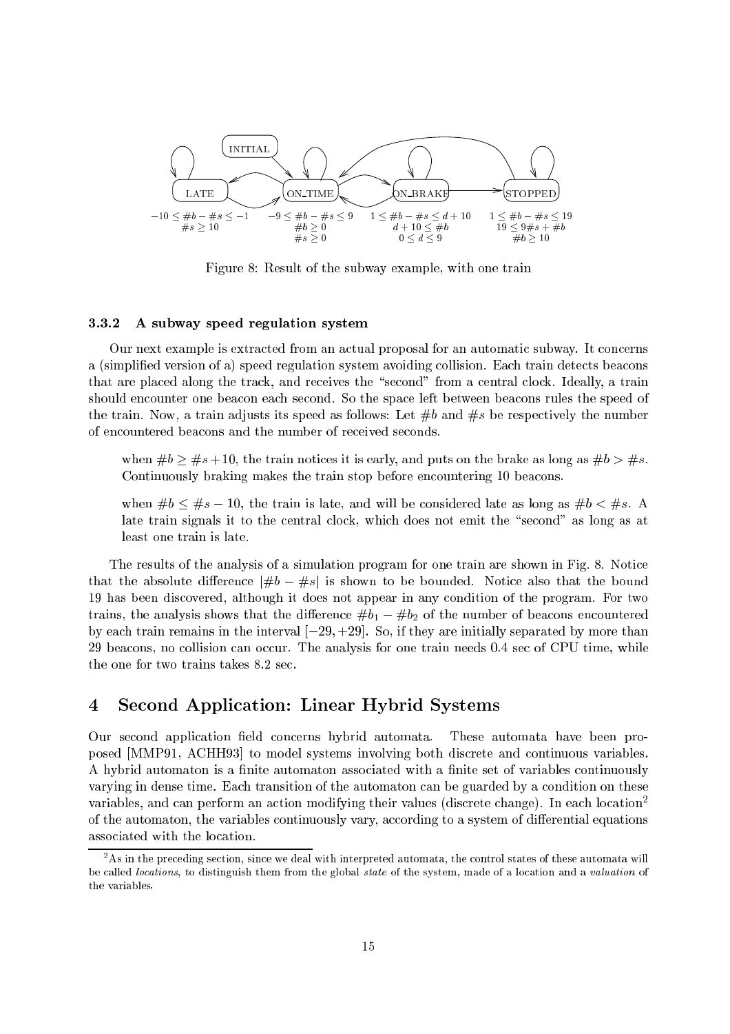INITIAL

LATE: $-10 \leq \#b - \#s \leq -1$, $\#s \geq 10$

ON_TIME: $-9 \leq \#b - \#s \leq 9$, $\#b \geq 0$, $\#s \geq 0$

ON_BRAKE: $1 \leq \#b - \#s \leq d + 10$, $d + 10 \leq \#b$, $0 \leq d \leq 9$

STOPPED: $1 \leq \#b - \#s \leq 19$, $19 \leq 9\#s + \#b$, $\#b \geq 10$

Figure 8: Result of the subway example, with one train

### 3.3.2 A subway speed regulation system

Our next example is extracted from an actual proposal for an automatic subway. It concerns a (simplified version of a) speed regulation system avoiding collision. Each train detects beacons that are placed along the track, and receives the "second" from a central clock. Ideally, a train should encounter one beacon each second. So the space left between beacons rules the speed of the train. Now, a train adjusts its speed as follows: Let $\#b$ and $\#s$ be respectively the number of encountered beacons and the number of received seconds.

> when $\#b \geq \#s + 10$, the train notices it is early, and puts on the brake as long as $\#b > \#s$. Continuously braking makes the train stop before encountering 10 beacons.
>
> when $\#b \leq \#s - 10$, the train is late, and will be considered late as long as $\#b < \#s$. A late train signals it to the central clock, which does not emit the "second" as long as at least one train is late.

The results of the analysis of a simulation program for one train are shown in Fig. 8. Notice that the absolute difference $|\#b - \#s|$ is shown to be bounded. Notice also that the bound 19 has been discovered, although it does not appear in any condition of the program. For two trains, the analysis shows that the difference $\#b_1 - \#b_2$ of the number of beacons encountered by each train remains in the interval $[-29, +29]$. So, if they are initially separated by more than 29 beacons, no collision can occur. The analysis for one train needs 0.4 sec of CPU time, while the one for two trains takes 8.2 sec.

## 4 Second Application: Linear Hybrid Systems

Our second application field concerns hybrid automata. These automata have been proposed [MMP91, ACHH93] to model systems involving both discrete and continuous variables. A hybrid automaton is a finite automaton associated with a finite set of variables continuously varying in dense time. Each transition of the automaton can be guarded by a condition on these variables, and can perform an action modifying their values (discrete change). In each location[2] of the automaton, the variables continuously vary, according to a system of differential equations associated with the location.

[2] As in the preceding section, since we deal with interpreted automata, the control states of these automata will be called *locations*, to distinguish them from the global *state* of the system, made of a location and a *valuation* of the variables.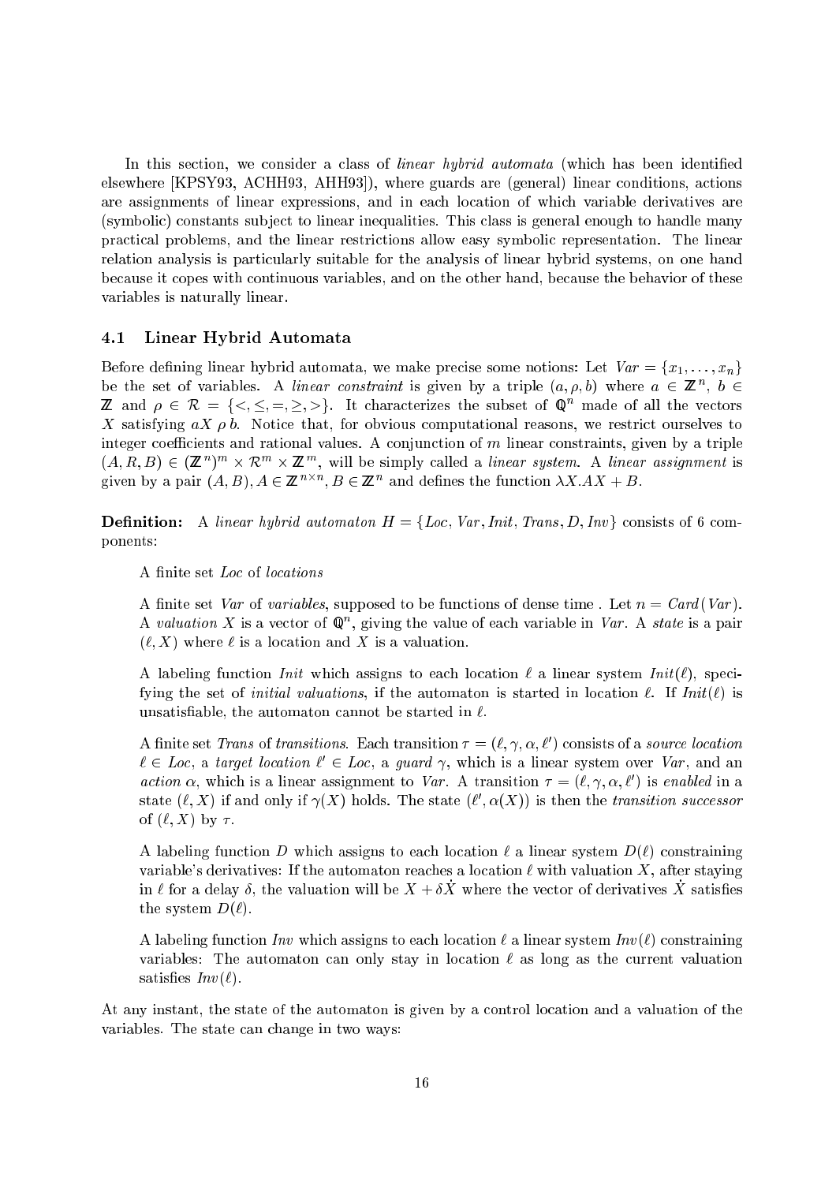In this section, we consider a class of *linear hybrid automata* (which has been identified elsewhere [KPSY93, ACHH93, AHH93]), where guards are (general) linear conditions, actions are assignments of linear expressions, and in each location of which variable derivatives are (symbolic) constants subject to linear inequalities. This class is general enough to handle many practical problems, and the linear restrictions allow easy symbolic representation. The linear relation analysis is particularly suitable for the analysis of linear hybrid systems, on one hand because it copes with continuous variables, and on the other hand, because the behavior of these variables is naturally linear.

### 4.1 Linear Hybrid Automata

Before defining linear hybrid automata, we make precise some notions: Let $Var = \{x_1, \ldots, x_n\}$ be the set of variables. A *linear constraint* is given by a triple $(a, \rho, b)$ where $a \in \mathbb{Z}^n$, $b \in \mathbb{Z}$ and $\rho \in \mathcal{R} = \{<, \leq, =, \geq, >\}$. It characterizes the subset of $\mathbb{Q}^n$ made of all the vectors $X$ satisfying $aX \, \rho \, b$. Notice that, for obvious computational reasons, we restrict ourselves to integer coefficients and rational values. A conjunction of $m$ linear constraints, given by a triple $(A, R, B) \in (\mathbb{Z}^n)^m \times \mathcal{R}^m \times \mathbb{Z}^m$, will be simply called a *linear system*. A *linear assignment* is given by a pair $(A, B), A \in \mathbb{Z}^{n \times n}, B \in \mathbb{Z}^n$ and defines the function $\lambda X.AX + B$.

**Definition:** A *linear hybrid automaton* $H = \{Loc, Var, Init, Trans, D, Inv\}$ consists of 6 components:

A finite set *Loc* of *locations*

A finite set *Var* of *variables*, supposed to be functions of dense time . Let $n = Card(Var)$. A *valuation* $X$ is a vector of $\mathbb{Q}^n$, giving the value of each variable in *Var*. A *state* is a pair $(\ell, X)$ where $\ell$ is a location and $X$ is a valuation.

A labeling function *Init* which assigns to each location $\ell$ a linear system $Init(\ell)$, specifying the set of *initial valuations*, if the automaton is started in location $\ell$. If $Init(\ell)$ is unsatisfiable, the automaton cannot be started in $\ell$.

A finite set *Trans* of *transitions*. Each transition $\tau = (\ell, \gamma, \alpha, \ell')$ consists of a *source location* $\ell \in Loc$, a *target location* $\ell' \in Loc$, a *guard* $\gamma$, which is a linear system over *Var*, and an *action* $\alpha$, which is a linear assignment to *Var*. A transition $\tau = (\ell, \gamma, \alpha, \ell')$ is *enabled* in a state $(\ell, X)$ if and only if $\gamma(X)$ holds. The state $(\ell', \alpha(X))$ is then the *transition successor* of $(\ell, X)$ by $\tau$.

A labeling function $D$ which assigns to each location $\ell$ a linear system $D(\ell)$ constraining variable's derivatives: If the automaton reaches a location $\ell$ with valuation $X$, after staying in $\ell$ for a delay $\delta$, the valuation will be $X + \delta\dot{X}$ where the vector of derivatives $\dot{X}$ satisfies the system $D(\ell)$.

A labeling function *Inv* which assigns to each location $\ell$ a linear system $Inv(\ell)$ constraining variables: The automaton can only stay in location $\ell$ as long as the current valuation satisfies $Inv(\ell)$.

At any instant, the state of the automaton is given by a control location and a valuation of the variables. The state can change in two ways: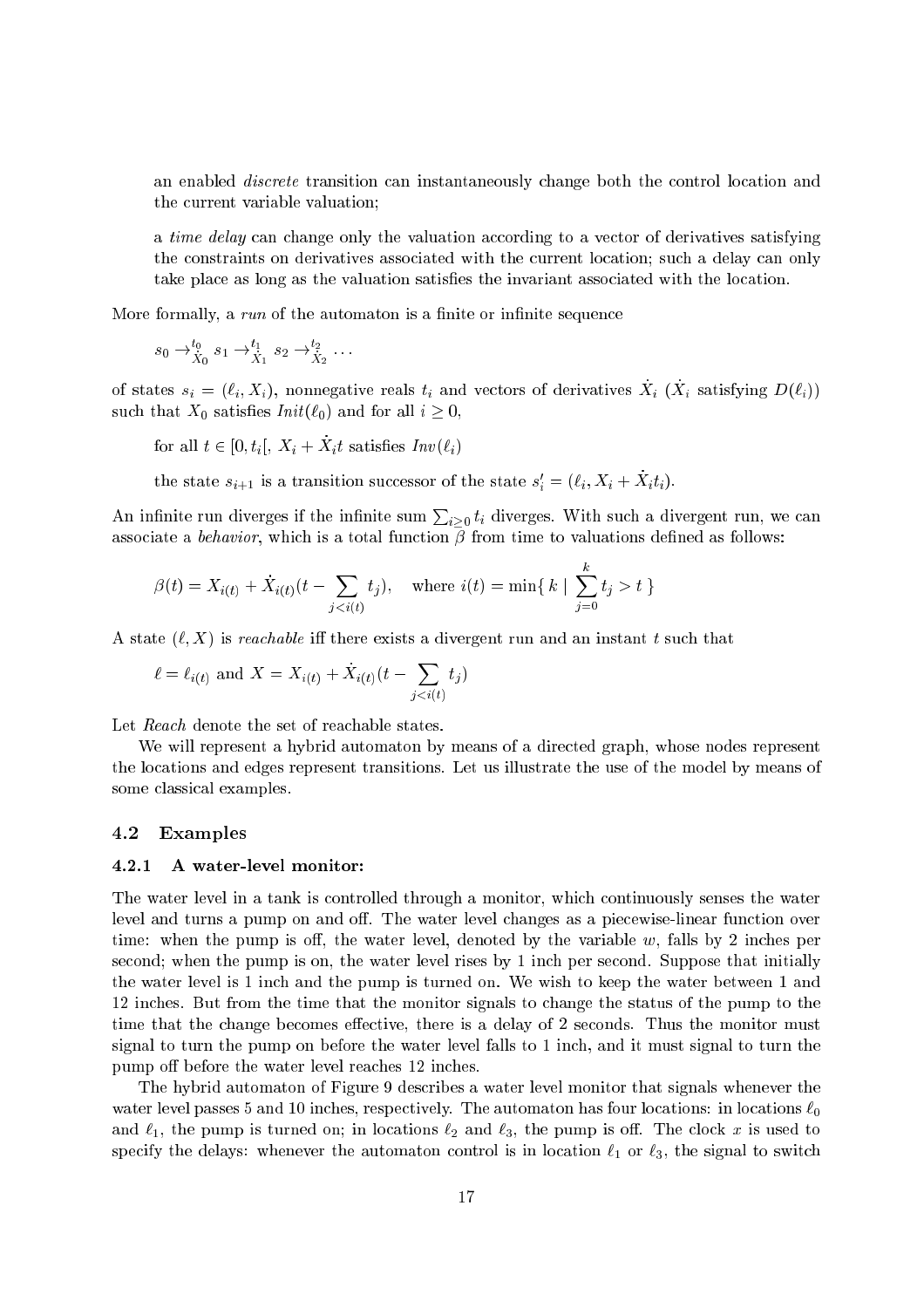an enabled *discrete* transition can instantaneously change both the control location and the current variable valuation;

a *time delay* can change only the valuation according to a vector of derivatives satisfying the constraints on derivatives associated with the current location; such a delay can only take place as long as the valuation satisfies the invariant associated with the location.

More formally, a *run* of the automaton is a finite or infinite sequence

$$s_0 \rightarrow^{t_0}_{\dot{X}_0} s_1 \rightarrow^{t_1}_{\dot{X}_1} s_2 \rightarrow^{t_2}_{\dot{X}_2} \cdots$$

of states $s_i = (\ell_i, X_i)$, nonnegative reals $t_i$ and vectors of derivatives $\dot{X}_i$ ($\dot{X}_i$ satisfying $D(\ell_i)$) such that $X_0$ satisfies $Init(\ell_0)$ and for all $i \geq 0$,

for all $t \in [0, t_i[$, $X_i + \dot{X}_i t$ satisfies $Inv(\ell_i)$

the state $s_{i+1}$ is a transition successor of the state $s'_i = (\ell_i, X_i + \dot{X}_i t_i)$.

An infinite run diverges if the infinite sum $\sum_{i \geq 0} t_i$ diverges. With such a divergent run, we can associate a *behavior*, which is a total function $\beta$ from time to valuations defined as follows:

$$\beta(t) = X_{i(t)} + \dot{X}_{i(t)}(t - \sum_{j<i(t)} t_j), \quad \text{where } i(t) = \min\{\, k \mid \sum_{j=0}^{k} t_j > t \,\}$$

A state $(\ell, X)$ is *reachable* iff there exists a divergent run and an instant $t$ such that

$$\ell = \ell_{i(t)} \text{ and } X = X_{i(t)} + \dot{X}_{i(t)}(t - \sum_{j<i(t)} t_j)$$

Let *Reach* denote the set of reachable states.

We will represent a hybrid automaton by means of a directed graph, whose nodes represent the locations and edges represent transitions. Let us illustrate the use of the model by means of some classical examples.

## 4.2 Examples

### 4.2.1 A water-level monitor:

The water level in a tank is controlled through a monitor, which continuously senses the water level and turns a pump on and off. The water level changes as a piecewise-linear function over time: when the pump is off, the water level, denoted by the variable $w$, falls by 2 inches per second; when the pump is on, the water level rises by 1 inch per second. Suppose that initially the water level is 1 inch and the pump is turned on. We wish to keep the water between 1 and 12 inches. But from the time that the monitor signals to change the status of the pump to the time that the change becomes effective, there is a delay of 2 seconds. Thus the monitor must signal to turn the pump on before the water level falls to 1 inch, and it must signal to turn the pump off before the water level reaches 12 inches.

The hybrid automaton of Figure 9 describes a water level monitor that signals whenever the water level passes 5 and 10 inches, respectively. The automaton has four locations: in locations $\ell_0$ and $\ell_1$, the pump is turned on; in locations $\ell_2$ and $\ell_3$, the pump is off. The clock $x$ is used to specify the delays: whenever the automaton control is in location $\ell_1$ or $\ell_3$, the signal to switch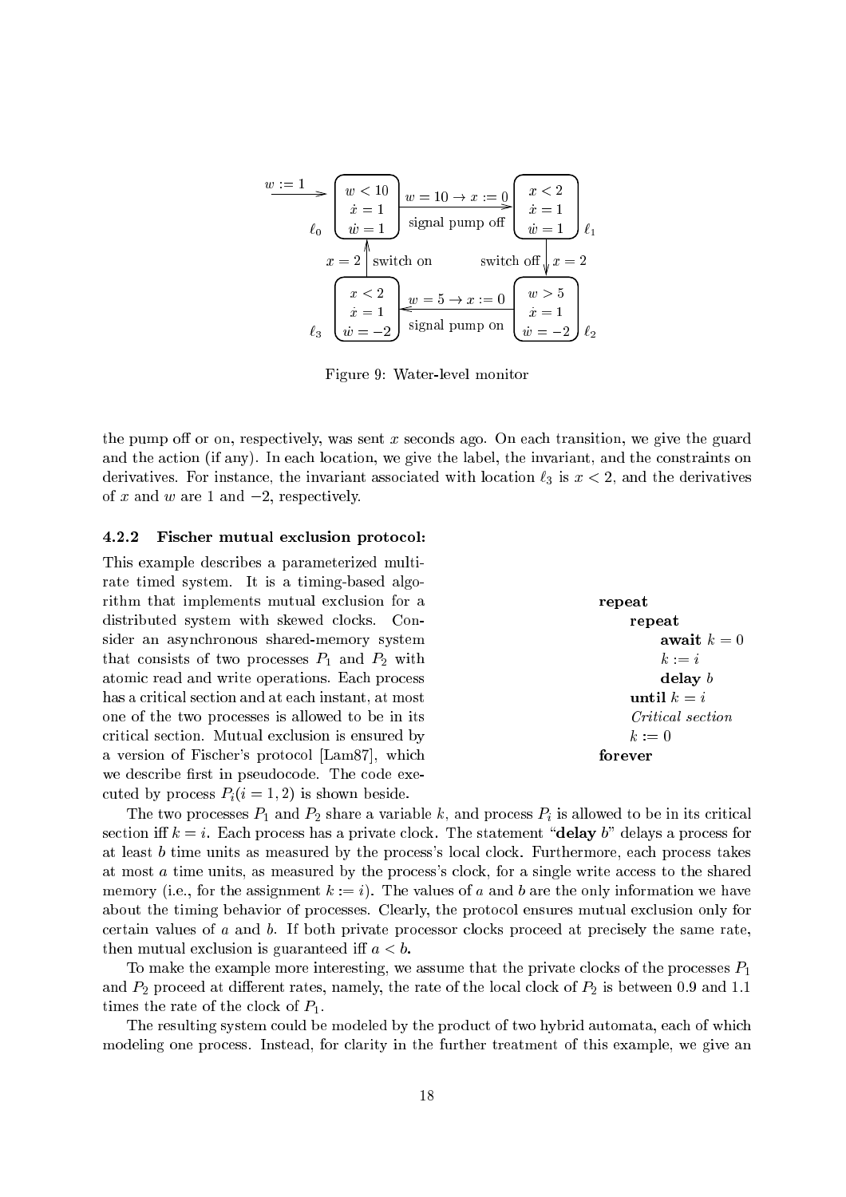Figure 9: Water-level monitor

the pump off or on, respectively, was sent $x$ seconds ago. On each transition, we give the guard and the action (if any). In each location, we give the label, the invariant, and the constraints on derivatives. For instance, the invariant associated with location $\ell_3$ is $x < 2$, and the derivatives of $x$ and $w$ are 1 and $-2$, respectively.

#### 4.2.2 Fischer mutual exclusion protocol:

This example describes a parameterized multi-rate timed system. It is a timing-based algorithm that implements mutual exclusion for a distributed system with skewed clocks. Consider an asynchronous shared-memory system that consists of two processes $P_1$ and $P_2$ with atomic read and write operations. Each process has a critical section and at each instant, at most one of the two processes is allowed to be in its critical section. Mutual exclusion is ensured by a version of Fischer's protocol [Lam87], which we describe first in pseudocode. The code executed by process $P_i (i = 1, 2)$ is shown beside.

```
repeat
    repeat
        await k = 0
        k := i
        delay b
    until k = i
    Critical section
    k := 0
forever
```

The two processes $P_1$ and $P_2$ share a variable $k$, and process $P_i$ is allowed to be in its critical section iff $k = i$. Each process has a private clock. The statement "**delay** $b$" delays a process for at least $b$ time units as measured by the process's local clock. Furthermore, each process takes at most $a$ time units, as measured by the process's clock, for a single write access to the shared memory (i.e., for the assignment $k := i$). The values of $a$ and $b$ are the only information we have about the timing behavior of processes. Clearly, the protocol ensures mutual exclusion only for certain values of $a$ and $b$. If both private processor clocks proceed at precisely the same rate, then mutual exclusion is guaranteed iff $a < b$.

To make the example more interesting, we assume that the private clocks of the processes $P_1$ and $P_2$ proceed at different rates, namely, the rate of the local clock of $P_2$ is between 0.9 and 1.1 times the rate of the clock of $P_1$.

The resulting system could be modeled by the product of two hybrid automata, each of which modeling one process. Instead, for clarity in the further treatment of this example, we give an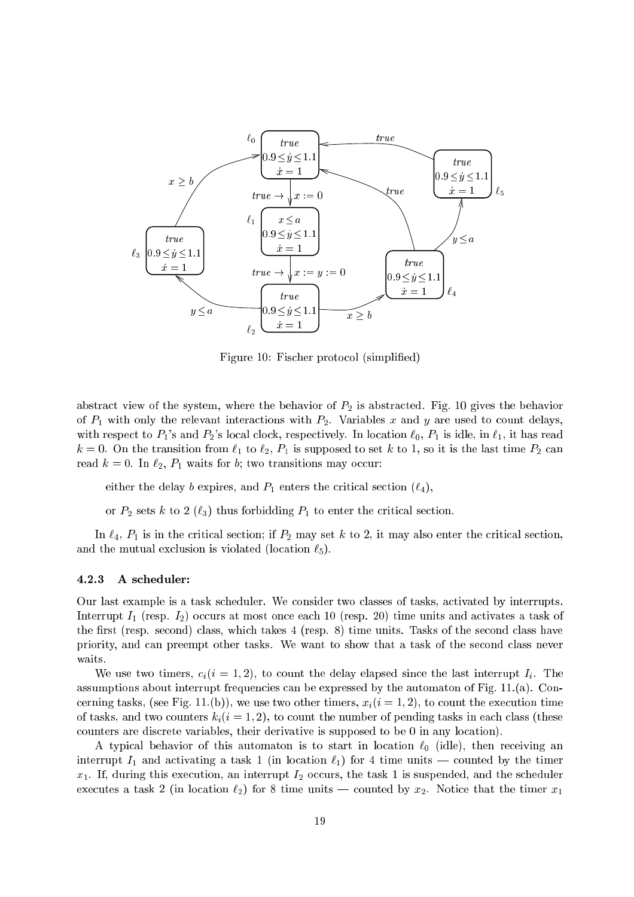Figure 10: Fischer protocol (simplified)

abstract view of the system, where the behavior of $P_2$ is abstracted. Fig. 10 gives the behavior of $P_1$ with only the relevant interactions with $P_2$. Variables $x$ and $y$ are used to count delays, with respect to $P_1$'s and $P_2$'s local clock, respectively. In location $\ell_0$, $P_1$ is idle, in $\ell_1$, it has read $k = 0$. On the transition from $\ell_1$ to $\ell_2$, $P_1$ is supposed to set $k$ to 1, so it is the last time $P_2$ can read $k = 0$. In $\ell_2$, $P_1$ waits for $b$; two transitions may occur:

either the delay $b$ expires, and $P_1$ enters the critical section ($\ell_4$),

or $P_2$ sets $k$ to 2 ($\ell_3$) thus forbidding $P_1$ to enter the critical section.

In $\ell_4$, $P_1$ is in the critical section; if $P_2$ may set $k$ to 2, it may also enter the critical section, and the mutual exclusion is violated (location $\ell_5$).

### 4.2.3 A scheduler:

Our last example is a task scheduler. We consider two classes of tasks, activated by interrupts. Interrupt $I_1$ (resp. $I_2$) occurs at most once each 10 (resp. 20) time units and activates a task of the first (resp. second) class, which takes 4 (resp. 8) time units. Tasks of the second class have priority, and can preempt other tasks. We want to show that a task of the second class never waits.

We use two timers, $c_i (i = 1, 2)$, to count the delay elapsed since the last interrupt $I_i$. The assumptions about interrupt frequencies can be expressed by the automaton of Fig. 11.(a). Concerning tasks, (see Fig. 11.(b)), we use two other timers, $x_i (i = 1, 2)$, to count the execution time of tasks, and two counters $k_i (i = 1, 2)$, to count the number of pending tasks in each class (these counters are discrete variables, their derivative is supposed to be 0 in any location).

A typical behavior of this automaton is to start in location $\ell_0$ (idle), then receiving an interrupt $I_1$ and activating a task 1 (in location $\ell_1$) for 4 time units — counted by the timer $x_1$. If, during this execution, an interrupt $I_2$ occurs, the task 1 is suspended, and the scheduler executes a task 2 (in location $\ell_2$) for 8 time units — counted by $x_2$. Notice that the timer $x_1$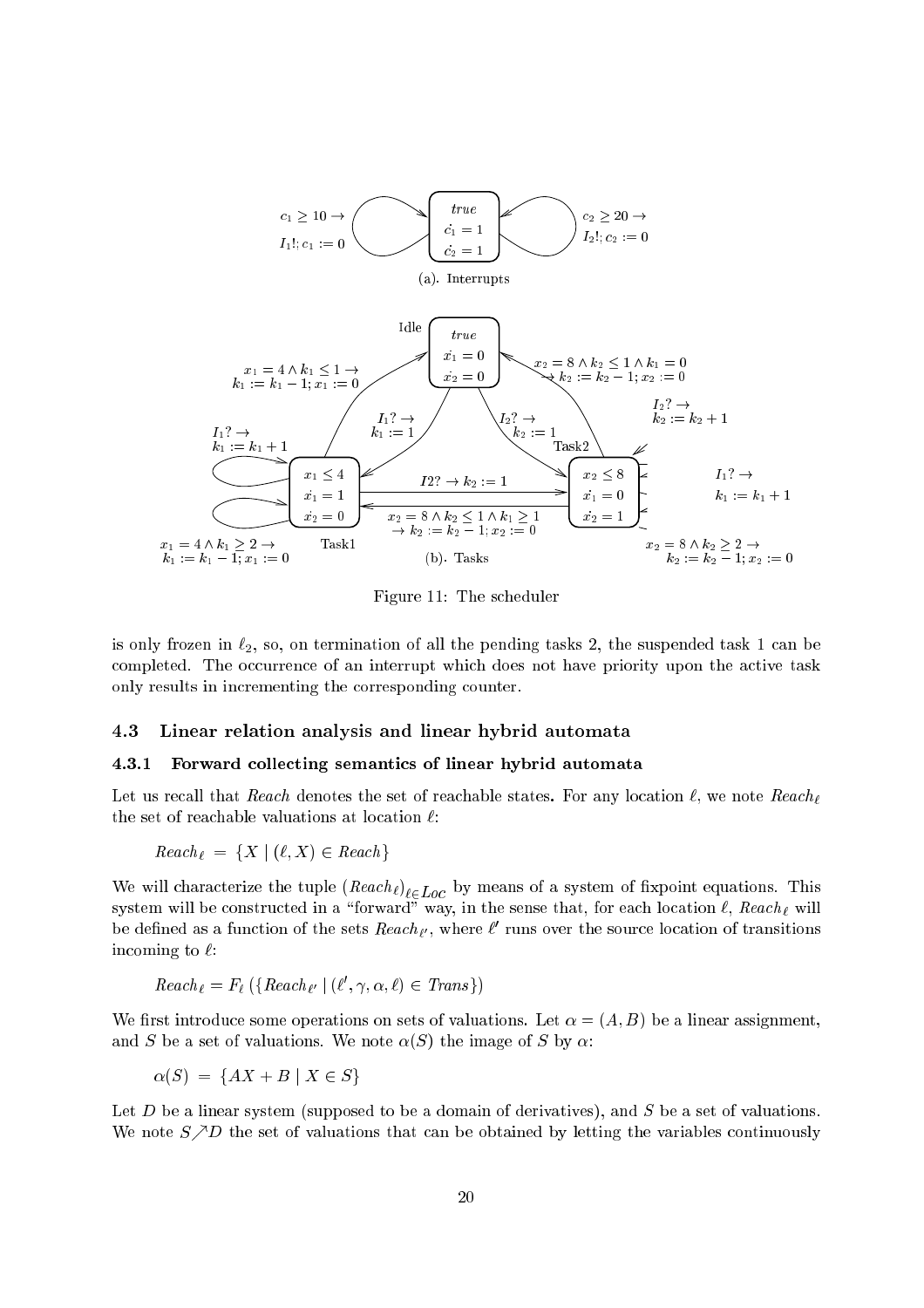Figure 11: The scheduler

is only frozen in $\ell_2$, so, on termination of all the pending tasks 2, the suspended task 1 can be completed. The occurrence of an interrupt which does not have priority upon the active task only results in incrementing the corresponding counter.

### 4.3 Linear relation analysis and linear hybrid automata

#### 4.3.1 Forward collecting semantics of linear hybrid automata

Let us recall that *Reach* denotes the set of reachable states. For any location $\ell$, we note $Reach_\ell$ the set of reachable valuations at location $\ell$:

$$Reach_\ell \;=\; \{X \mid (\ell, X) \in Reach\}$$

We will characterize the tuple $(Reach_\ell)_{\ell \in Loc}$ by means of a system of fixpoint equations. This system will be constructed in a "forward" way, in the sense that, for each location $\ell$, $Reach_\ell$ will be defined as a function of the sets $Reach_{\ell'}$, where $\ell'$ runs over the source location of transitions incoming to $\ell$:

$$Reach_\ell = F_\ell\left(\{Reach_{\ell'} \mid (\ell', \gamma, \alpha, \ell) \in Trans\}\right)$$

We first introduce some operations on sets of valuations. Let $\alpha = (A, B)$ be a linear assignment, and $S$ be a set of valuations. We note $\alpha(S)$ the image of $S$ by $\alpha$:

$$\alpha(S) \;=\; \{AX + B \mid X \in S\}$$

Let $D$ be a linear system (supposed to be a domain of derivatives), and $S$ be a set of valuations. We note $S \nearrow D$ the set of valuations that can be obtained by letting the variables continuously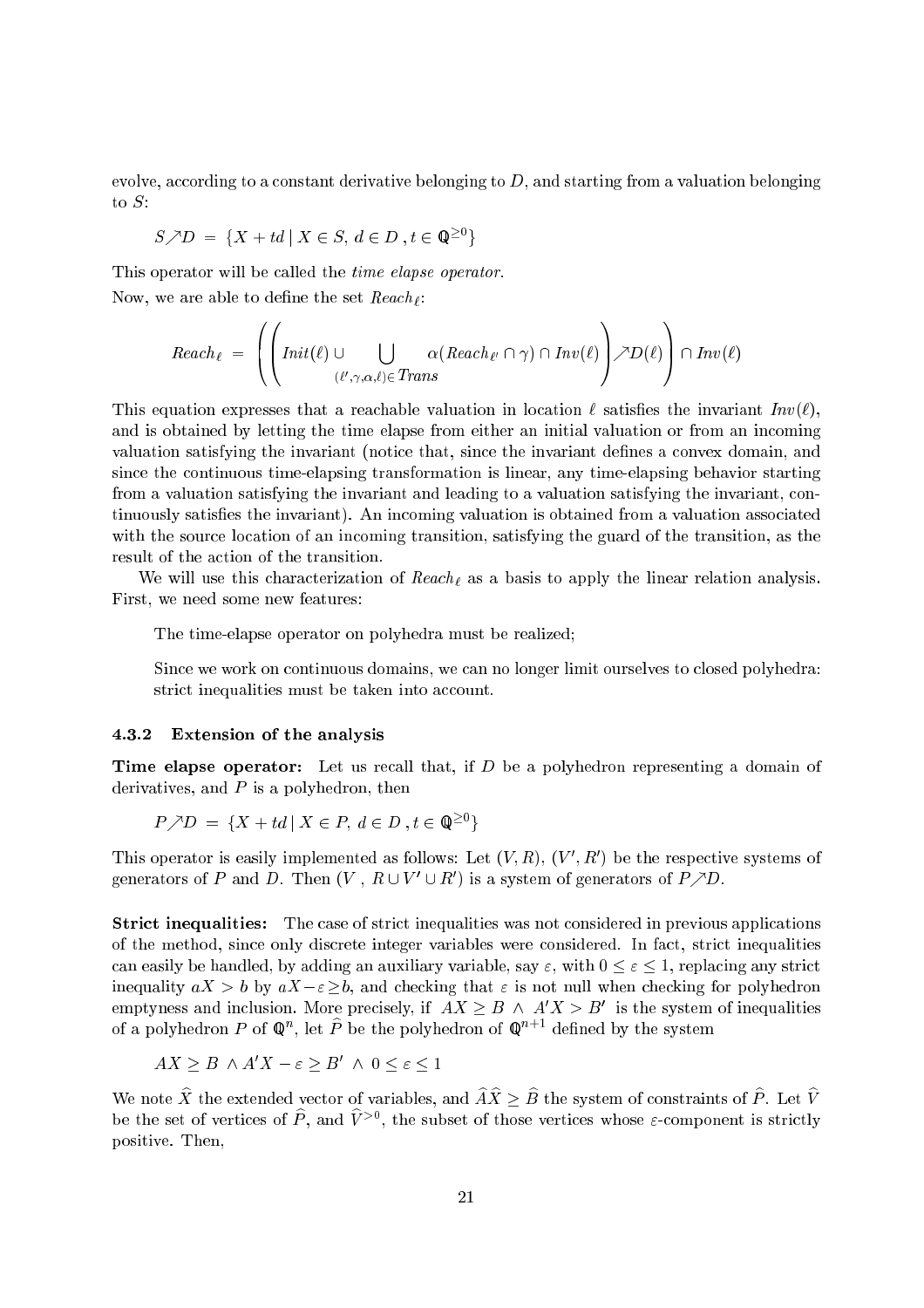evolve, according to a constant derivative belonging to $D$, and starting from a valuation belonging to $S$:

$$S \nearrow D \;=\; \{X + td \mid X \in S,\; d \in D \,, t \in \mathbb{Q}^{\geq 0}\}$$

This operator will be called the *time elapse operator*.

Now, we are able to define the set $Reach_\ell$:

$$Reach_\ell \;=\; \left( \left( Init(\ell) \cup \bigcup_{(\ell',\gamma,\alpha,\ell) \in Trans} \alpha(Reach_{\ell'} \cap \gamma) \cap Inv(\ell) \right) \nearrow D(\ell) \right) \cap Inv(\ell)$$

This equation expresses that a reachable valuation in location $\ell$ satisfies the invariant $Inv(\ell)$, and is obtained by letting the time elapse from either an initial valuation or from an incoming valuation satisfying the invariant (notice that, since the invariant defines a convex domain, and since the continuous time-elapsing transformation is linear, any time-elapsing behavior starting from a valuation satisfying the invariant and leading to a valuation satisfying the invariant, continuously satisfies the invariant). An incoming valuation is obtained from a valuation associated with the source location of an incoming transition, satisfying the guard of the transition, as the result of the action of the transition.

We will use this characterization of $Reach_\ell$ as a basis to apply the linear relation analysis. First, we need some new features:

- The time-elapse operator on polyhedra must be realized;

- Since we work on continuous domains, we can no longer limit ourselves to closed polyhedra: strict inequalities must be taken into account.

### 4.3.2 Extension of the analysis

**Time elapse operator:** Let us recall that, if $D$ be a polyhedron representing a domain of derivatives, and $P$ is a polyhedron, then

$$P \nearrow D \;=\; \{X + td \mid X \in P,\; d \in D \,, t \in \mathbb{Q}^{\geq 0}\}$$

This operator is easily implemented as follows: Let $(V, R)$, $(V', R')$ be the respective systems of generators of $P$ and $D$. Then $(V \,,\, R \cup V' \cup R')$ is a system of generators of $P \nearrow D$.

**Strict inequalities:** The case of strict inequalities was not considered in previous applications of the method, since only discrete integer variables were considered. In fact, strict inequalities can easily be handled, by adding an auxiliary variable, say $\varepsilon$, with $0 \leq \varepsilon \leq 1$, replacing any strict inequality $aX > b$ by $aX - \varepsilon \geq b$, and checking that $\varepsilon$ is not null when checking for polyhedron emptyness and inclusion. More precisely, if $AX \geq B \;\wedge\; A'X > B'$ is the system of inequalities of a polyhedron $P$ of $\mathbb{Q}^n$, let $\widehat{P}$ be the polyhedron of $\mathbb{Q}^{n+1}$ defined by the system

$$AX \geq B \;\wedge A'X - \varepsilon \geq B' \;\wedge\; 0 \leq \varepsilon \leq 1$$

We note $\widehat{X}$ the extended vector of variables, and $\widehat{A}\widehat{X} \geq \widehat{B}$ the system of constraints of $\widehat{P}$. Let $\widehat{V}$ be the set of vertices of $\widehat{P}$, and $\widehat{V}^{>0}$, the subset of those vertices whose $\varepsilon$-component is strictly positive. Then,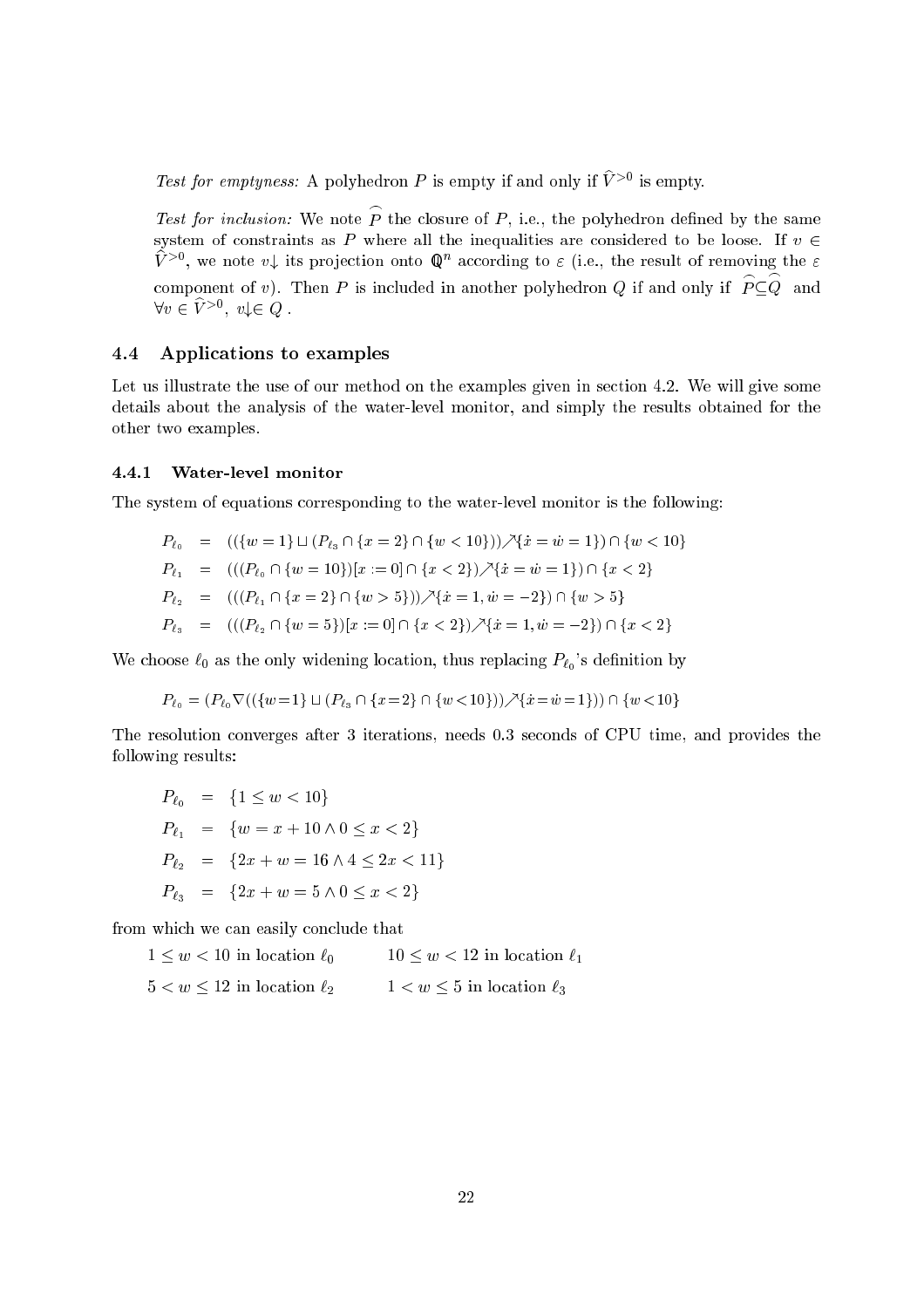*Test for emptyness:* A polyhedron $P$ is empty if and only if $\widehat{V}^{>0}$ is empty.

*Test for inclusion:* We note $\widehat{P}$ the closure of $P$, i.e., the polyhedron defined by the same system of constraints as $P$ where all the inequalities are considered to be loose. If $v \in \widehat{V}^{>0}$, we note $v{\downarrow}$ its projection onto $\mathbb{Q}^n$ according to $\varepsilon$ (i.e., the result of removing the $\varepsilon$ component of $v$). Then $P$ is included in another polyhedron $Q$ if and only if $\widehat{P} \subseteq \widehat{Q}$ and $\forall v \in \widehat{V}^{>0},\ v{\downarrow} \in Q$ .

### 4.4 Applications to examples

Let us illustrate the use of our method on the examples given in section 4.2. We will give some details about the analysis of the water-level monitor, and simply the results obtained for the other two examples.

#### 4.4.1 Water-level monitor

The system of equations corresponding to the water-level monitor is the following:

$$
\begin{aligned}
P_{\ell_0} &= ((\{w=1\} \sqcup (P_{\ell_3} \cap \{x=2\} \cap \{w<10\})) \nearrow \{\dot{x}=\dot{w}=1\}) \cap \{w<10\} \\
P_{\ell_1} &= (((P_{\ell_0} \cap \{w=10\})[x:=0] \cap \{x<2\}) \nearrow \{\dot{x}=\dot{w}=1\}) \cap \{x<2\} \\
P_{\ell_2} &= (((P_{\ell_1} \cap \{x=2\} \cap \{w>5\})) \nearrow \{\dot{x}=1, \dot{w}=-2\}) \cap \{w>5\} \\
P_{\ell_3} &= (((P_{\ell_2} \cap \{w=5\})[x:=0] \cap \{x<2\}) \nearrow \{\dot{x}=1, \dot{w}=-2\}) \cap \{x<2\}
\end{aligned}
$$

We choose $\ell_0$ as the only widening location, thus replacing $P_{\ell_0}$'s definition by

$$
P_{\ell_0} = (P_{\ell_0} \nabla ((\{w=1\} \sqcup (P_{\ell_3} \cap \{x=2\} \cap \{w<10\})) \nearrow \{\dot{x}=\dot{w}=1\})) \cap \{w<10\}
$$

The resolution converges after 3 iterations, needs 0.3 seconds of CPU time, and provides the following results:

$$
\begin{aligned}
P_{\ell_0} &= \{1 \leq w < 10\} \\
P_{\ell_1} &= \{w = x + 10 \wedge 0 \leq x < 2\} \\
P_{\ell_2} &= \{2x + w = 16 \wedge 4 \leq 2x < 11\} \\
P_{\ell_3} &= \{2x + w = 5 \wedge 0 \leq x < 2\}
\end{aligned}
$$

from which we can easily conclude that

$1 \leq w < 10$ in location $\ell_0$ $\qquad$ $10 \leq w < 12$ in location $\ell_1$

$5 < w \leq 12$ in location $\ell_2$ $\qquad$ $1 < w \leq 5$ in location $\ell_3$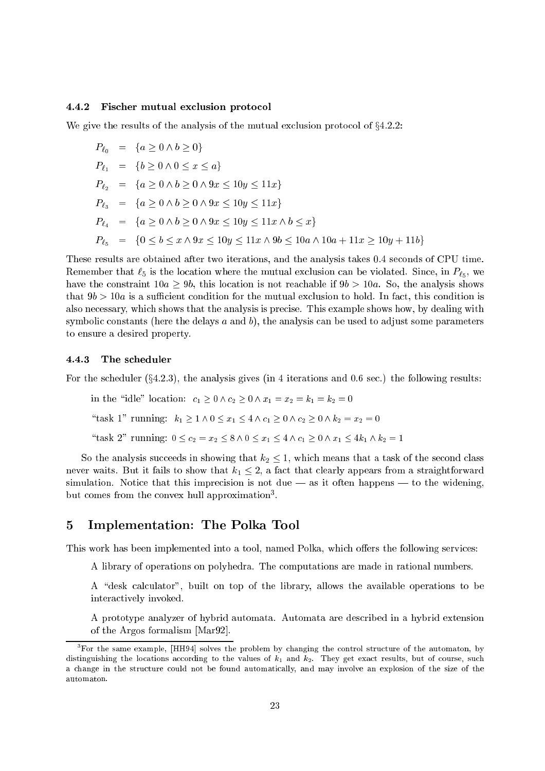### 4.4.2 Fischer mutual exclusion protocol

We give the results of the analysis of the mutual exclusion protocol of §4.2.2:

$$
\begin{aligned}
P_{\ell_0} &= \{a \geq 0 \wedge b \geq 0\} \\
P_{\ell_1} &= \{b \geq 0 \wedge 0 \leq x \leq a\} \\
P_{\ell_2} &= \{a \geq 0 \wedge b \geq 0 \wedge 9x \leq 10y \leq 11x\} \\
P_{\ell_3} &= \{a \geq 0 \wedge b \geq 0 \wedge 9x \leq 10y \leq 11x\} \\
P_{\ell_4} &= \{a \geq 0 \wedge b \geq 0 \wedge 9x \leq 10y \leq 11x \wedge b \leq x\} \\
P_{\ell_5} &= \{0 \leq b \leq x \wedge 9x \leq 10y \leq 11x \wedge 9b \leq 10a \wedge 10a + 11x \geq 10y + 11b\}
\end{aligned}
$$

These results are obtained after two iterations, and the analysis takes 0.4 seconds of CPU time. Remember that $\ell_5$ is the location where the mutual exclusion can be violated. Since, in $P_{\ell_5}$, we have the constraint $10a \geq 9b$, this location is not reachable if $9b > 10a$. So, the analysis shows that $9b > 10a$ is a sufficient condition for the mutual exclusion to hold. In fact, this condition is also necessary, which shows that the analysis is precise. This example shows how, by dealing with symbolic constants (here the delays $a$ and $b$), the analysis can be used to adjust some parameters to ensure a desired property.

### 4.4.3 The scheduler

For the scheduler (§4.2.3), the analysis gives (in 4 iterations and 0.6 sec.) the following results:

in the "idle" location: $c_1 \geq 0 \wedge c_2 \geq 0 \wedge x_1 = x_2 = k_1 = k_2 = 0$

"task 1" running: $k_1 \geq 1 \wedge 0 \leq x_1 \leq 4 \wedge c_1 \geq 0 \wedge c_2 \geq 0 \wedge k_2 = x_2 = 0$

"task 2" running: $0 \leq c_2 = x_2 \leq 8 \wedge 0 \leq x_1 \leq 4 \wedge c_1 \geq 0 \wedge x_1 \leq 4k_1 \wedge k_2 = 1$

So the analysis succeeds in showing that $k_2 \leq 1$, which means that a task of the second class never waits. But it fails to show that $k_1 \leq 2$, a fact that clearly appears from a straightforward simulation. Notice that this imprecision is not due — as it often happens — to the widening, but comes from the convex hull approximation[3].

## 5 Implementation: The Polka Tool

This work has been implemented into a tool, named Polka, which offers the following services:

A library of operations on polyhedra. The computations are made in rational numbers.

A "desk calculator", built on top of the library, allows the available operations to be interactively invoked.

A prototype analyzer of hybrid automata. Automata are described in a hybrid extension of the Argos formalism [Mar92].

---

[3] For the same example, [HH94] solves the problem by changing the control structure of the automaton, by distinguishing the locations according to the values of $k_1$ and $k_2$. They get exact results, but of course, such a change in the structure could not be found automatically, and may involve an explosion of the size of the automaton.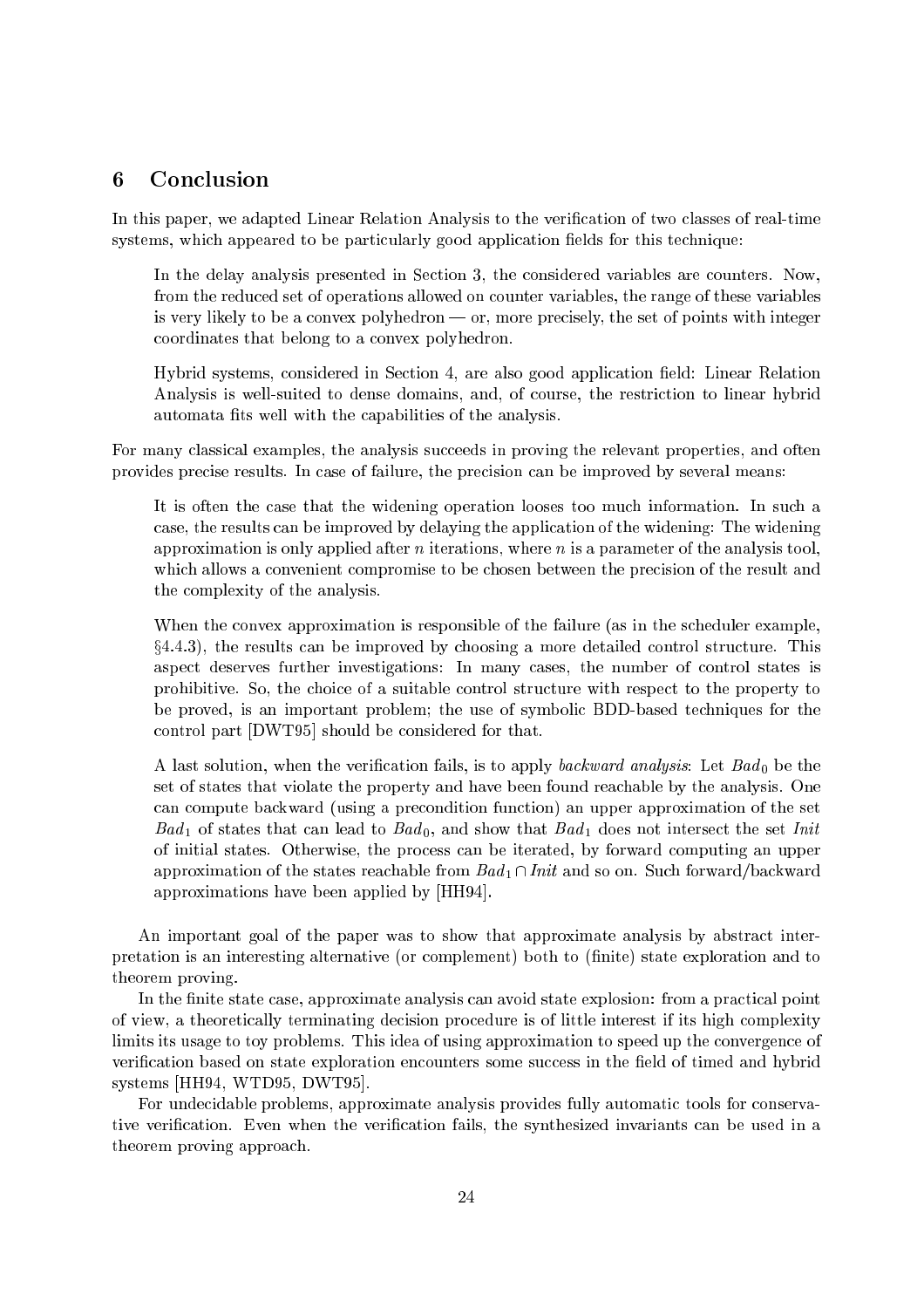## 6 Conclusion

In this paper, we adapted Linear Relation Analysis to the verification of two classes of real-time systems, which appeared to be particularly good application fields for this technique:

In the delay analysis presented in Section 3, the considered variables are counters. Now, from the reduced set of operations allowed on counter variables, the range of these variables is very likely to be a convex polyhedron — or, more precisely, the set of points with integer coordinates that belong to a convex polyhedron.

Hybrid systems, considered in Section 4, are also good application field: Linear Relation Analysis is well-suited to dense domains, and, of course, the restriction to linear hybrid automata fits well with the capabilities of the analysis.

For many classical examples, the analysis succeeds in proving the relevant properties, and often provides precise results. In case of failure, the precision can be improved by several means:

It is often the case that the widening operation looses too much information. In such a case, the results can be improved by delaying the application of the widening: The widening approximation is only applied after $n$ iterations, where $n$ is a parameter of the analysis tool, which allows a convenient compromise to be chosen between the precision of the result and the complexity of the analysis.

When the convex approximation is responsible of the failure (as in the scheduler example, §4.4.3), the results can be improved by choosing a more detailed control structure. This aspect deserves further investigations: In many cases, the number of control states is prohibitive. So, the choice of a suitable control structure with respect to the property to be proved, is an important problem; the use of symbolic BDD-based techniques for the control part [DWT95] should be considered for that.

A last solution, when the verification fails, is to apply *backward analysis*: Let $Bad_0$ be the set of states that violate the property and have been found reachable by the analysis. One can compute backward (using a precondition function) an upper approximation of the set $Bad_1$ of states that can lead to $Bad_0$, and show that $Bad_1$ does not intersect the set *Init* of initial states. Otherwise, the process can be iterated, by forward computing an upper approximation of the states reachable from $Bad_1 \cap Init$ and so on. Such forward/backward approximations have been applied by [HH94].

An important goal of the paper was to show that approximate analysis by abstract interpretation is an interesting alternative (or complement) both to (finite) state exploration and to theorem proving.

In the finite state case, approximate analysis can avoid state explosion: from a practical point of view, a theoretically terminating decision procedure is of little interest if its high complexity limits its usage to toy problems. This idea of using approximation to speed up the convergence of verification based on state exploration encounters some success in the field of timed and hybrid systems [HH94, WTD95, DWT95].

For undecidable problems, approximate analysis provides fully automatic tools for conservative verification. Even when the verification fails, the synthesized invariants can be used in a theorem proving approach.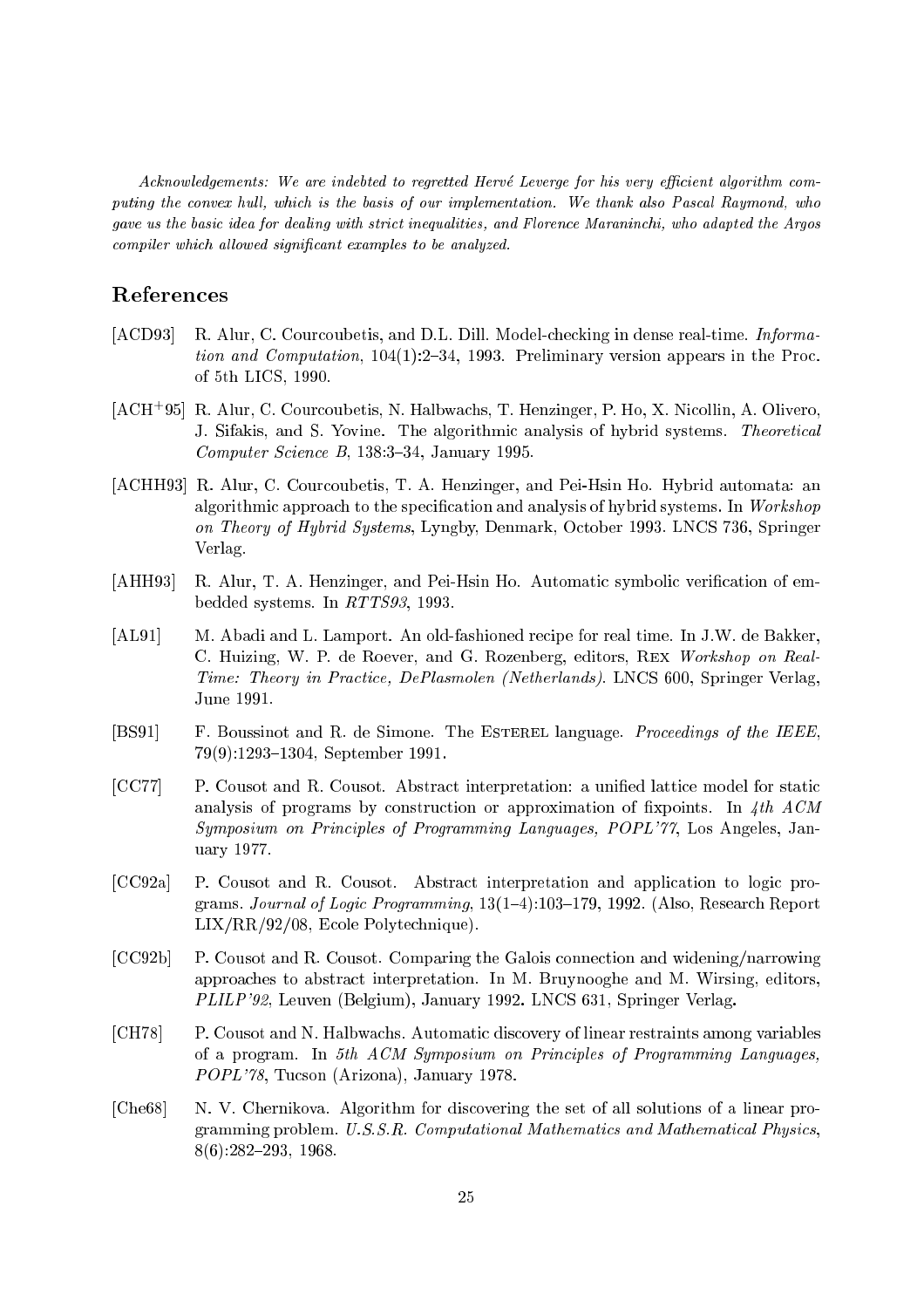*Acknowledgements: We are indebted to regretted Hervé Leverge for his very efficient algorithm computing the convex hull, which is the basis of our implementation. We thank also Pascal Raymond, who gave us the basic idea for dealing with strict inequalities, and Florence Maraninchi, who adapted the Argos compiler which allowed significant examples to be analyzed.*

## References

[ACD93] R. Alur, C. Courcoubetis, and D.L. Dill. Model-checking in dense real-time. *Information and Computation*, 104(1):2–34, 1993. Preliminary version appears in the Proc. of 5th LICS, 1990.

[ACH+95] R. Alur, C. Courcoubetis, N. Halbwachs, T. Henzinger, P. Ho, X. Nicollin, A. Olivero, J. Sifakis, and S. Yovine. The algorithmic analysis of hybrid systems. *Theoretical Computer Science B*, 138:3–34, January 1995.

[ACHH93] R. Alur, C. Courcoubetis, T. A. Henzinger, and Pei-Hsin Ho. Hybrid automata: an algorithmic approach to the specification and analysis of hybrid systems. In *Workshop on Theory of Hybrid Systems*, Lyngby, Denmark, October 1993. LNCS 736, Springer Verlag.

[AHH93] R. Alur, T. A. Henzinger, and Pei-Hsin Ho. Automatic symbolic verification of embedded systems. In *RTTS93*, 1993.

[AL91] M. Abadi and L. Lamport. An old-fashioned recipe for real time. In J.W. de Bakker, C. Huizing, W. P. de Roever, and G. Rozenberg, editors, REX *Workshop on Real-Time: Theory in Practice, DePlasmolen (Netherlands)*. LNCS 600, Springer Verlag, June 1991.

[BS91] F. Boussinot and R. de Simone. The ESTEREL language. *Proceedings of the IEEE*, 79(9):1293–1304, September 1991.

[CC77] P. Cousot and R. Cousot. Abstract interpretation: a unified lattice model for static analysis of programs by construction or approximation of fixpoints. In *4th ACM Symposium on Principles of Programming Languages, POPL'77*, Los Angeles, January 1977.

[CC92a] P. Cousot and R. Cousot. Abstract interpretation and application to logic programs. *Journal of Logic Programming*, 13(1–4):103–179, 1992. (Also, Research Report LIX/RR/92/08, Ecole Polytechnique).

[CC92b] P. Cousot and R. Cousot. Comparing the Galois connection and widening/narrowing approaches to abstract interpretation. In M. Bruynooghe and M. Wirsing, editors, *PLILP'92*, Leuven (Belgium), January 1992. LNCS 631, Springer Verlag.

[CH78] P. Cousot and N. Halbwachs. Automatic discovery of linear restraints among variables of a program. In *5th ACM Symposium on Principles of Programming Languages, POPL'78*, Tucson (Arizona), January 1978.

[Che68] N. V. Chernikova. Algorithm for discovering the set of all solutions of a linear programming problem. *U.S.S.R. Computational Mathematics and Mathematical Physics*, 8(6):282–293, 1968.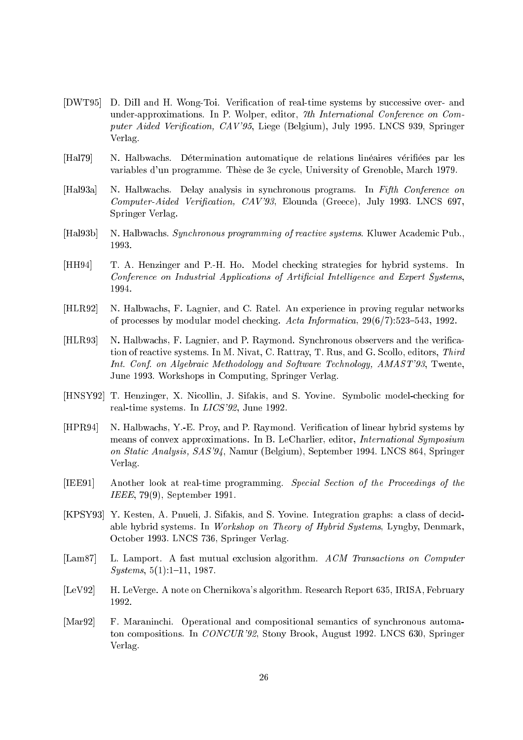[DWT95] D. Dill and H. Wong-Toi. Verification of real-time systems by successive over- and under-approximations. In P. Wolper, editor, *7th International Conference on Computer Aided Verification, CAV'95*, Liege (Belgium), July 1995. LNCS 939, Springer Verlag.

[Hal79] N. Halbwachs. Détermination automatique de relations linéaires vérifiées par les variables d'un programme. Thèse de 3e cycle, University of Grenoble, March 1979.

[Hal93a] N. Halbwachs. Delay analysis in synchronous programs. In *Fifth Conference on Computer-Aided Verification, CAV'93*, Elounda (Greece), July 1993. LNCS 697, Springer Verlag.

[Hal93b] N. Halbwachs. *Synchronous programming of reactive systems*. Kluwer Academic Pub., 1993.

[HH94] T. A. Henzinger and P.-H. Ho. Model checking strategies for hybrid systems. In *Conference on Industrial Applications of Artificial Intelligence and Expert Systems*, 1994.

[HLR92] N. Halbwachs, F. Lagnier, and C. Ratel. An experience in proving regular networks of processes by modular model checking. *Acta Informatica*, 29(6/7):523–543, 1992.

[HLR93] N. Halbwachs, F. Lagnier, and P. Raymond. Synchronous observers and the verification of reactive systems. In M. Nivat, C. Rattray, T. Rus, and G. Scollo, editors, *Third Int. Conf. on Algebraic Methodology and Software Technology, AMAST'93*, Twente, June 1993. Workshops in Computing, Springer Verlag.

[HNSY92] T. Henzinger, X. Nicollin, J. Sifakis, and S. Yovine. Symbolic model-checking for real-time systems. In *LICS'92*, June 1992.

[HPR94] N. Halbwachs, Y.-E. Proy, and P. Raymond. Verification of linear hybrid systems by means of convex approximations. In B. LeCharlier, editor, *International Symposium on Static Analysis, SAS'94*, Namur (Belgium), September 1994. LNCS 864, Springer Verlag.

[IEE91] Another look at real-time programming. *Special Section of the Proceedings of the IEEE*, 79(9), September 1991.

[KPSY93] Y. Kesten, A. Pnueli, J. Sifakis, and S. Yovine. Integration graphs: a class of decidable hybrid systems. In *Workshop on Theory of Hybrid Systems*, Lyngby, Denmark, October 1993. LNCS 736, Springer Verlag.

[Lam87] L. Lamport. A fast mutual exclusion algorithm. *ACM Transactions on Computer Systems*, 5(1):1–11, 1987.

[LeV92] H. LeVerge. A note on Chernikova's algorithm. Research Report 635, IRISA, February 1992.

[Mar92] F. Maraninchi. Operational and compositional semantics of synchronous automaton compositions. In *CONCUR'92*, Stony Brook, August 1992. LNCS 630, Springer Verlag.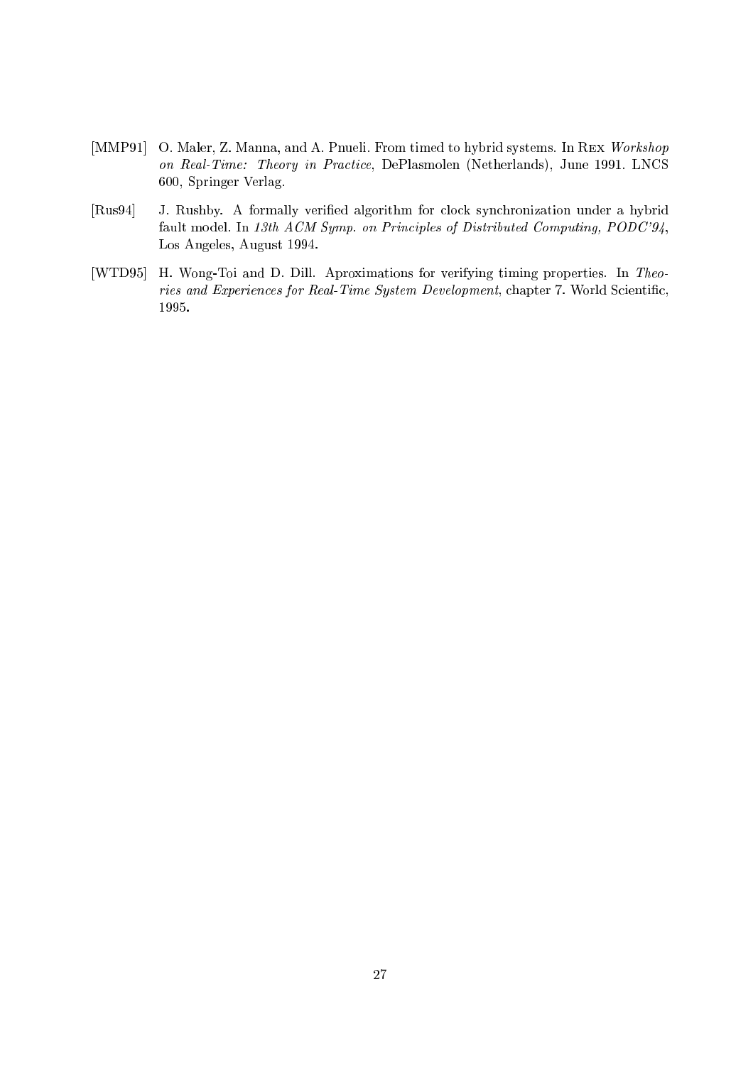[MMP91] O. Maler, Z. Manna, and A. Pnueli. From timed to hybrid systems. In Rex *Workshop on Real-Time: Theory in Practice*, DePlasmolen (Netherlands), June 1991. LNCS 600, Springer Verlag.

[Rus94] J. Rushby. A formally verified algorithm for clock synchronization under a hybrid fault model. In *13th ACM Symp. on Principles of Distributed Computing, PODC'94*, Los Angeles, August 1994.

[WTD95] H. Wong-Toi and D. Dill. Aproximations for verifying timing properties. In *Theories and Experiences for Real-Time System Development*, chapter 7. World Scientific, 1995.